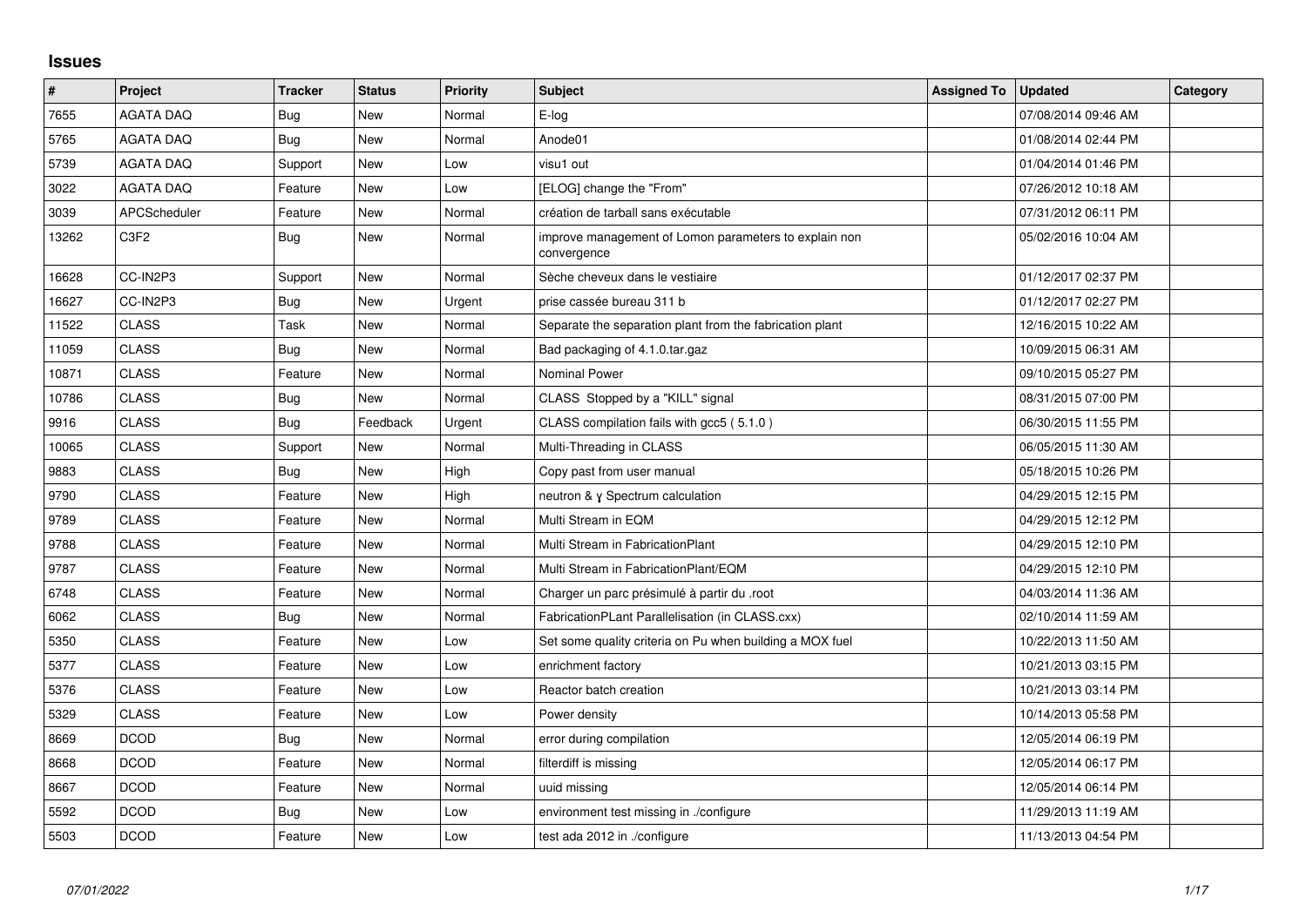## Issues

| # | Project | Tracker | Status | Priority | Subject | Assigned To | Updated | Category |
|---|---|---|---|---|---|---|---|---|
| 7655 | AGATA DAQ | Bug | New | Normal | E-log | | 07/08/2014 09:46 AM | |
| 5765 | AGATA DAQ | Bug | New | Normal | Anode01 | | 01/08/2014 02:44 PM | |
| 5739 | AGATA DAQ | Support | New | Low | visu1 out | | 01/04/2014 01:46 PM | |
| 3022 | AGATA DAQ | Feature | New | Low | [ELOG] change the "From" | | 07/26/2012 10:18 AM | |
| 3039 | APCScheduler | Feature | New | Normal | création de tarball sans exécutable | | 07/31/2012 06:11 PM | |
| 13262 | C3F2 | Bug | New | Normal | improve management of Lomon parameters to explain non convergence | | 05/02/2016 10:04 AM | |
| 16628 | CC-IN2P3 | Support | New | Normal | Sèche cheveux dans le vestiaire | | 01/12/2017 02:37 PM | |
| 16627 | CC-IN2P3 | Bug | New | Urgent | prise cassée bureau 311 b | | 01/12/2017 02:27 PM | |
| 11522 | CLASS | Task | New | Normal | Separate the separation plant from the fabrication plant | | 12/16/2015 10:22 AM | |
| 11059 | CLASS | Bug | New | Normal | Bad packaging of 4.1.0.tar.gaz | | 10/09/2015 06:31 AM | |
| 10871 | CLASS | Feature | New | Normal | Nominal Power | | 09/10/2015 05:27 PM | |
| 10786 | CLASS | Bug | New | Normal | CLASS Stopped by a "KILL" signal | | 08/31/2015 07:00 PM | |
| 9916 | CLASS | Bug | Feedback | Urgent | CLASS compilation fails with gcc5 ( 5.1.0 ) | | 06/30/2015 11:55 PM | |
| 10065 | CLASS | Support | New | Normal | Multi-Threading in CLASS | | 06/05/2015 11:30 AM | |
| 9883 | CLASS | Bug | New | High | Copy past from user manual | | 05/18/2015 10:26 PM | |
| 9790 | CLASS | Feature | New | High | neutron & γ Spectrum calculation | | 04/29/2015 12:15 PM | |
| 9789 | CLASS | Feature | New | Normal | Multi Stream in EQM | | 04/29/2015 12:12 PM | |
| 9788 | CLASS | Feature | New | Normal | Multi Stream in FabricationPlant | | 04/29/2015 12:10 PM | |
| 9787 | CLASS | Feature | New | Normal | Multi Stream in FabricationPlant/EQM | | 04/29/2015 12:10 PM | |
| 6748 | CLASS | Feature | New | Normal | Charger un parc présimulé à partir du .root | | 04/03/2014 11:36 AM | |
| 6062 | CLASS | Bug | New | Normal | FabricationPLant Parallelisation (in CLASS.cxx) | | 02/10/2014 11:59 AM | |
| 5350 | CLASS | Feature | New | Low | Set some quality criteria on Pu when building a MOX fuel | | 10/22/2013 11:50 AM | |
| 5377 | CLASS | Feature | New | Low | enrichment factory | | 10/21/2013 03:15 PM | |
| 5376 | CLASS | Feature | New | Low | Reactor batch creation | | 10/21/2013 03:14 PM | |
| 5329 | CLASS | Feature | New | Low | Power density | | 10/14/2013 05:58 PM | |
| 8669 | DCOD | Bug | New | Normal | error during compilation | | 12/05/2014 06:19 PM | |
| 8668 | DCOD | Feature | New | Normal | filterdiff is missing | | 12/05/2014 06:17 PM | |
| 8667 | DCOD | Feature | New | Normal | uuid missing | | 12/05/2014 06:14 PM | |
| 5592 | DCOD | Bug | New | Low | environment test missing in ./configure | | 11/29/2013 11:19 AM | |
| 5503 | DCOD | Feature | New | Low | test ada 2012 in ./configure | | 11/13/2013 04:54 PM | |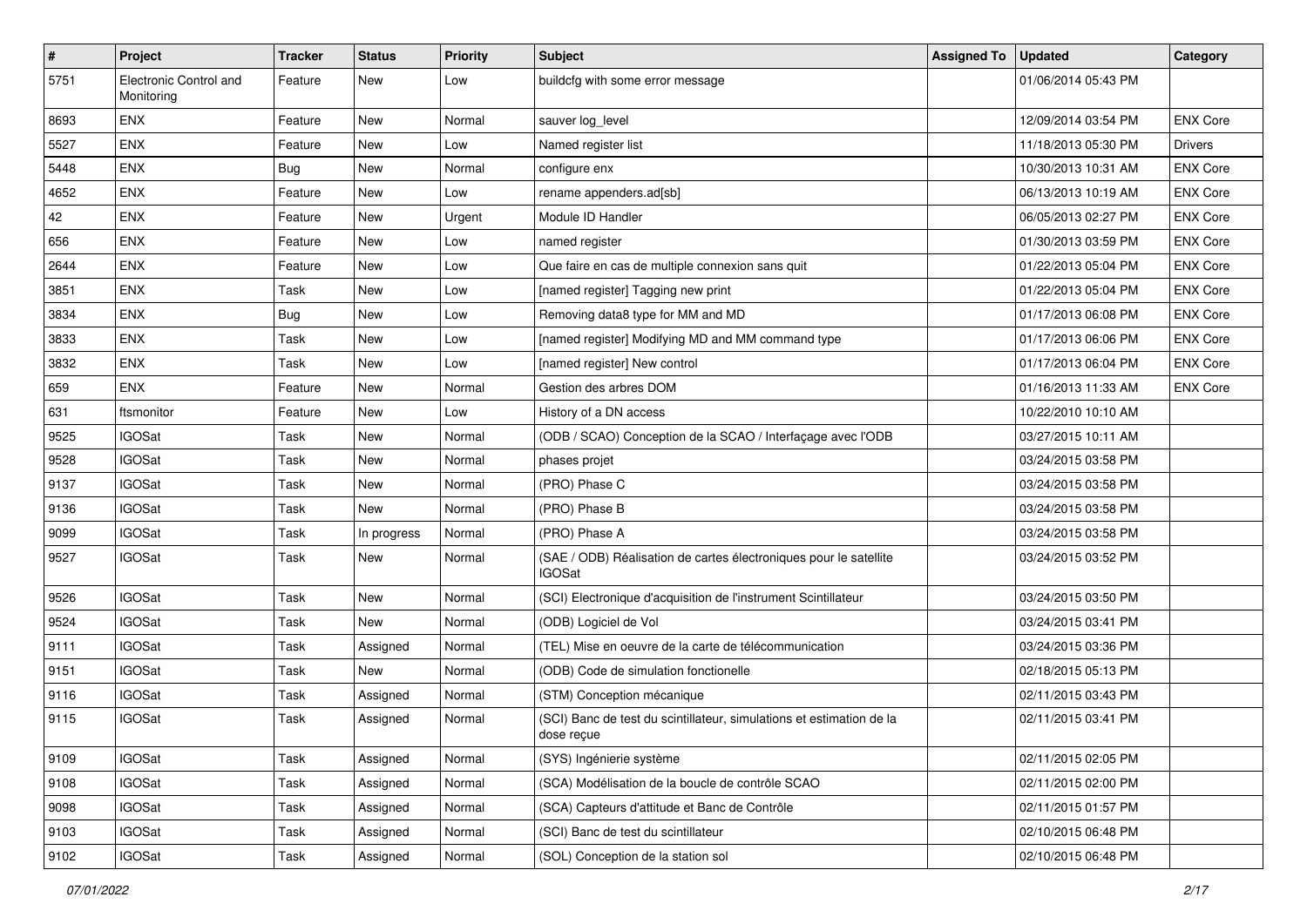| # | Project | Tracker | Status | Priority | Subject | Assigned To | Updated | Category |
|---|---|---|---|---|---|---|---|---|
| 5751 | Electronic Control and Monitoring | Feature | New | Low | buildcfg with some error message | | 01/06/2014 05:43 PM | |
| 8693 | ENX | Feature | New | Normal | sauver log_level | | 12/09/2014 03:54 PM | ENX Core |
| 5527 | ENX | Feature | New | Low | Named register list | | 11/18/2013 05:30 PM | Drivers |
| 5448 | ENX | Bug | New | Normal | configure enx | | 10/30/2013 10:31 AM | ENX Core |
| 4652 | ENX | Feature | New | Low | rename appenders.ad[sb] | | 06/13/2013 10:19 AM | ENX Core |
| 42 | ENX | Feature | New | Urgent | Module ID Handler | | 06/05/2013 02:27 PM | ENX Core |
| 656 | ENX | Feature | New | Low | named register | | 01/30/2013 03:59 PM | ENX Core |
| 2644 | ENX | Feature | New | Low | Que faire en cas de multiple connexion sans quit | | 01/22/2013 05:04 PM | ENX Core |
| 3851 | ENX | Task | New | Low | [named register] Tagging new print | | 01/22/2013 05:04 PM | ENX Core |
| 3834 | ENX | Bug | New | Low | Removing data8 type for MM and MD | | 01/17/2013 06:08 PM | ENX Core |
| 3833 | ENX | Task | New | Low | [named register] Modifying MD and MM command type | | 01/17/2013 06:06 PM | ENX Core |
| 3832 | ENX | Task | New | Low | [named register] New control | | 01/17/2013 06:04 PM | ENX Core |
| 659 | ENX | Feature | New | Normal | Gestion des arbres DOM | | 01/16/2013 11:33 AM | ENX Core |
| 631 | ftsmonitor | Feature | New | Low | History of a DN access | | 10/22/2010 10:10 AM | |
| 9525 | IGOSat | Task | New | Normal | (ODB / SCAO) Conception de la SCAO / Interfaçage avec l'ODB | | 03/27/2015 10:11 AM | |
| 9528 | IGOSat | Task | New | Normal | phases projet | | 03/24/2015 03:58 PM | |
| 9137 | IGOSat | Task | New | Normal | (PRO) Phase C | | 03/24/2015 03:58 PM | |
| 9136 | IGOSat | Task | New | Normal | (PRO) Phase B | | 03/24/2015 03:58 PM | |
| 9099 | IGOSat | Task | In progress | Normal | (PRO) Phase A | | 03/24/2015 03:58 PM | |
| 9527 | IGOSat | Task | New | Normal | (SAE / ODB) Réalisation de cartes électroniques pour le satellite IGOSat | | 03/24/2015 03:52 PM | |
| 9526 | IGOSat | Task | New | Normal | (SCI) Electronique d'acquisition de l'instrument Scintillateur | | 03/24/2015 03:50 PM | |
| 9524 | IGOSat | Task | New | Normal | (ODB) Logiciel de Vol | | 03/24/2015 03:41 PM | |
| 9111 | IGOSat | Task | Assigned | Normal | (TEL) Mise en oeuvre de la carte de télécommunication | | 03/24/2015 03:36 PM | |
| 9151 | IGOSat | Task | New | Normal | (ODB) Code de simulation fonctionelle | | 02/18/2015 05:13 PM | |
| 9116 | IGOSat | Task | Assigned | Normal | (STM) Conception mécanique | | 02/11/2015 03:43 PM | |
| 9115 | IGOSat | Task | Assigned | Normal | (SCI) Banc de test du scintillateur, simulations et estimation de la dose reçue | | 02/11/2015 03:41 PM | |
| 9109 | IGOSat | Task | Assigned | Normal | (SYS) Ingénierie système | | 02/11/2015 02:05 PM | |
| 9108 | IGOSat | Task | Assigned | Normal | (SCA) Modélisation de la boucle de contrôle SCAO | | 02/11/2015 02:00 PM | |
| 9098 | IGOSat | Task | Assigned | Normal | (SCA) Capteurs d'attitude et Banc de Contrôle | | 02/11/2015 01:57 PM | |
| 9103 | IGOSat | Task | Assigned | Normal | (SCI) Banc de test du scintillateur | | 02/10/2015 06:48 PM | |
| 9102 | IGOSat | Task | Assigned | Normal | (SOL) Conception de la station sol | | 02/10/2015 06:48 PM | |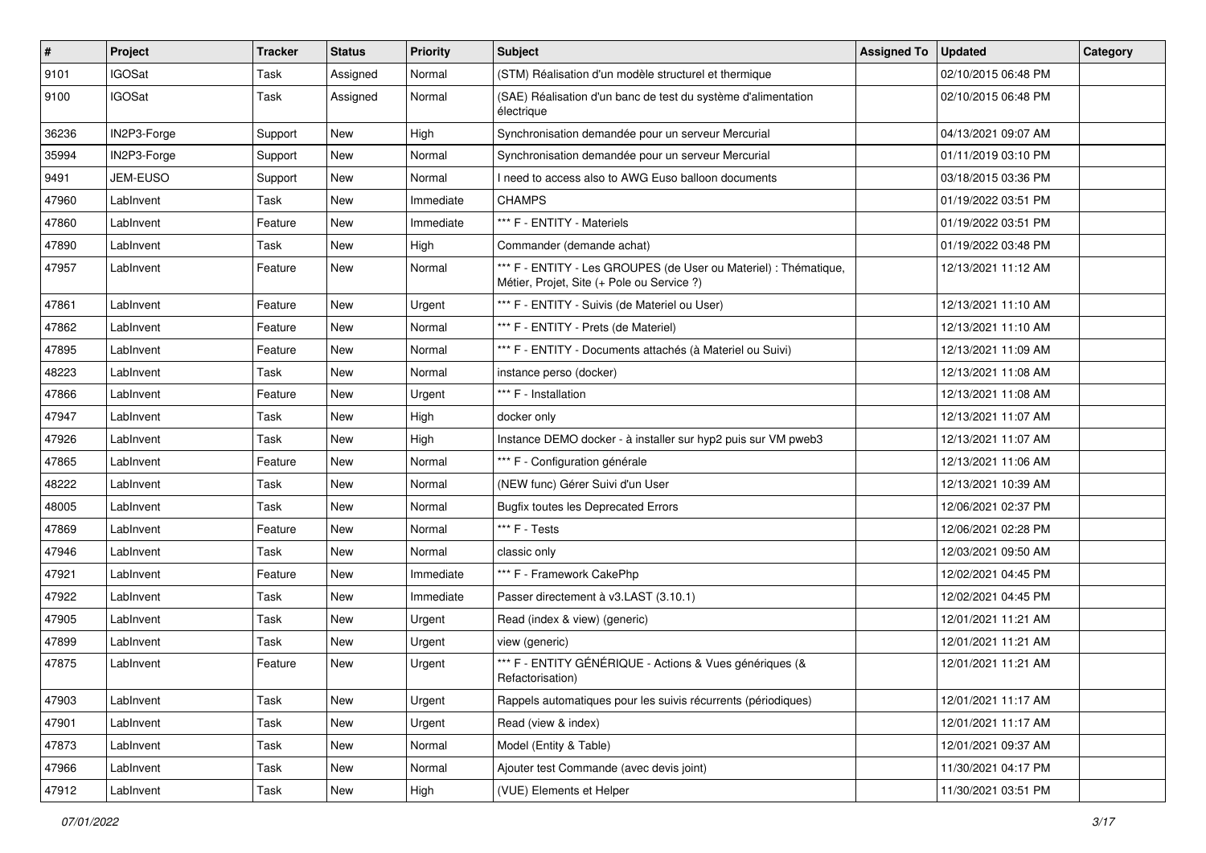| # | Project | Tracker | Status | Priority | Subject | Assigned To | Updated | Category |
|---|---|---|---|---|---|---|---|---|
| 9101 | IGOSat | Task | Assigned | Normal | (STM) Réalisation d'un modèle structurel et thermique | | 02/10/2015 06:48 PM | |
| 9100 | IGOSat | Task | Assigned | Normal | (SAE) Réalisation d'un banc de test du système d'alimentation électrique | | 02/10/2015 06:48 PM | |
| 36236 | IN2P3-Forge | Support | New | High | Synchronisation demandée pour un serveur Mercurial | | 04/13/2021 09:07 AM | |
| 35994 | IN2P3-Forge | Support | New | Normal | Synchronisation demandée pour un serveur Mercurial | | 01/11/2019 03:10 PM | |
| 9491 | JEM-EUSO | Support | New | Normal | I need to access also to AWG Euso balloon documents | | 03/18/2015 03:36 PM | |
| 47960 | LabInvent | Task | New | Immediate | CHAMPS | | 01/19/2022 03:51 PM | |
| 47860 | LabInvent | Feature | New | Immediate | *** F - ENTITY - Materiels | | 01/19/2022 03:51 PM | |
| 47890 | LabInvent | Task | New | High | Commander (demande achat) | | 01/19/2022 03:48 PM | |
| 47957 | LabInvent | Feature | New | Normal | *** F - ENTITY - Les GROUPES (de User ou Materiel) : Thématique, Métier, Projet, Site (+ Pole ou Service ?) | | 12/13/2021 11:12 AM | |
| 47861 | LabInvent | Feature | New | Urgent | *** F - ENTITY - Suivis (de Materiel ou User) | | 12/13/2021 11:10 AM | |
| 47862 | LabInvent | Feature | New | Normal | *** F - ENTITY - Prets (de Materiel) | | 12/13/2021 11:10 AM | |
| 47895 | LabInvent | Feature | New | Normal | *** F - ENTITY - Documents attachés (à Materiel ou Suivi) | | 12/13/2021 11:09 AM | |
| 48223 | LabInvent | Task | New | Normal | instance perso (docker) | | 12/13/2021 11:08 AM | |
| 47866 | LabInvent | Feature | New | Urgent | *** F - Installation | | 12/13/2021 11:08 AM | |
| 47947 | LabInvent | Task | New | High | docker only | | 12/13/2021 11:07 AM | |
| 47926 | LabInvent | Task | New | High | Instance DEMO docker - à installer sur hyp2 puis sur VM pweb3 | | 12/13/2021 11:07 AM | |
| 47865 | LabInvent | Feature | New | Normal | *** F - Configuration générale | | 12/13/2021 11:06 AM | |
| 48222 | LabInvent | Task | New | Normal | (NEW func) Gérer Suivi d'un User | | 12/13/2021 10:39 AM | |
| 48005 | LabInvent | Task | New | Normal | Bugfix toutes les Deprecated Errors | | 12/06/2021 02:37 PM | |
| 47869 | LabInvent | Feature | New | Normal | *** F - Tests | | 12/06/2021 02:28 PM | |
| 47946 | LabInvent | Task | New | Normal | classic only | | 12/03/2021 09:50 AM | |
| 47921 | LabInvent | Feature | New | Immediate | *** F - Framework CakePhp | | 12/02/2021 04:45 PM | |
| 47922 | LabInvent | Task | New | Immediate | Passer directement à v3.LAST (3.10.1) | | 12/02/2021 04:45 PM | |
| 47905 | LabInvent | Task | New | Urgent | Read (index & view) (generic) | | 12/01/2021 11:21 AM | |
| 47899 | LabInvent | Task | New | Urgent | view (generic) | | 12/01/2021 11:21 AM | |
| 47875 | LabInvent | Feature | New | Urgent | *** F - ENTITY GÉNÉRIQUE - Actions & Vues génériques (& Refactorisation) | | 12/01/2021 11:21 AM | |
| 47903 | LabInvent | Task | New | Urgent | Rappels automatiques pour les suivis récurrents (périodiques) | | 12/01/2021 11:17 AM | |
| 47901 | LabInvent | Task | New | Urgent | Read (view & index) | | 12/01/2021 11:17 AM | |
| 47873 | LabInvent | Task | New | Normal | Model (Entity & Table) | | 12/01/2021 09:37 AM | |
| 47966 | LabInvent | Task | New | Normal | Ajouter test Commande (avec devis joint) | | 11/30/2021 04:17 PM | |
| 47912 | LabInvent | Task | New | High | (VUE) Elements et Helper | | 11/30/2021 03:51 PM | |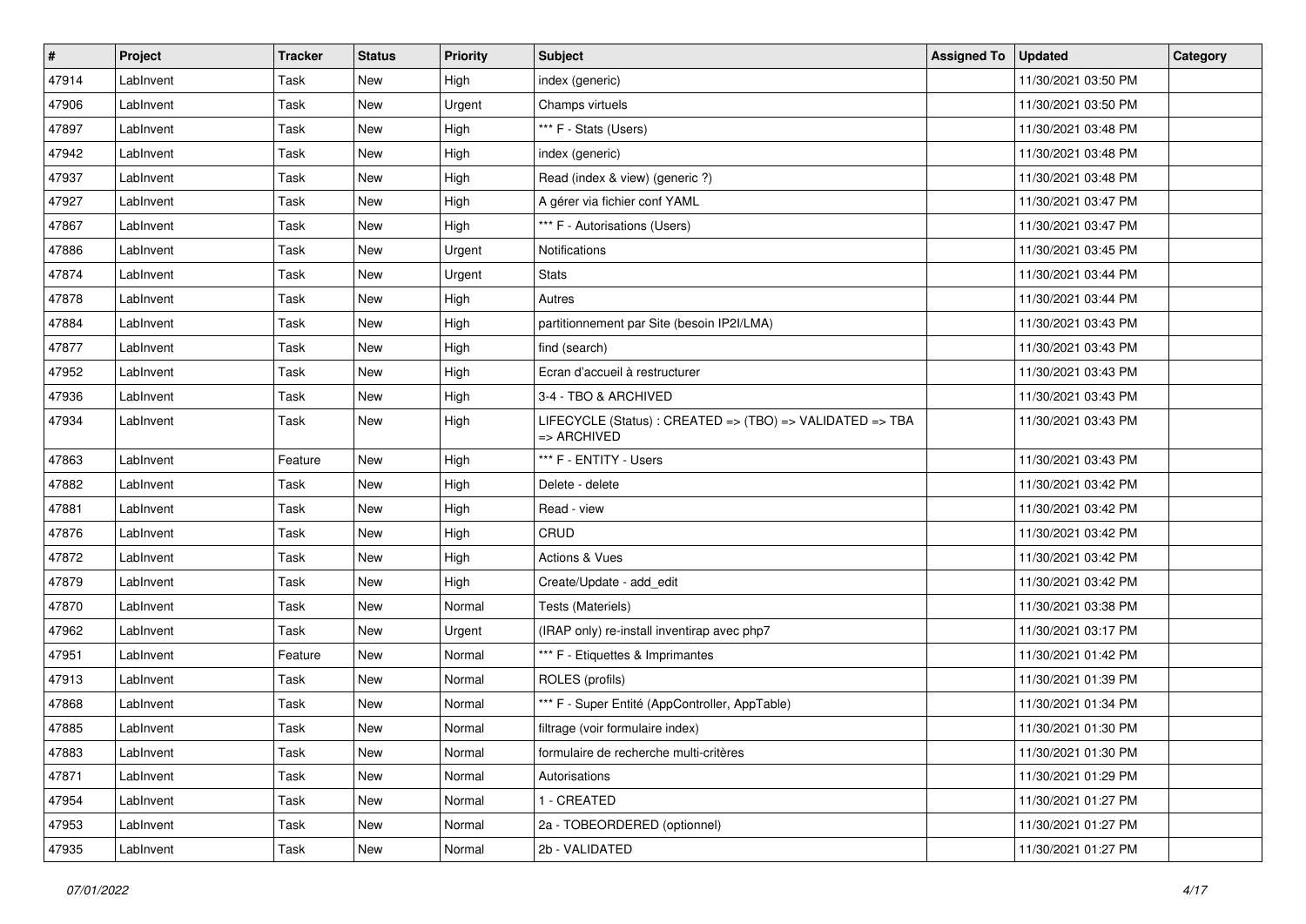| # | Project | Tracker | Status | Priority | Subject | Assigned To | Updated | Category |
|---|---|---|---|---|---|---|---|---|
| 47914 | LabInvent | Task | New | High | index (generic) | | 11/30/2021 03:50 PM | |
| 47906 | LabInvent | Task | New | Urgent | Champs virtuels | | 11/30/2021 03:50 PM | |
| 47897 | LabInvent | Task | New | High | *** F - Stats (Users) | | 11/30/2021 03:48 PM | |
| 47942 | LabInvent | Task | New | High | index (generic) | | 11/30/2021 03:48 PM | |
| 47937 | LabInvent | Task | New | High | Read (index & view) (generic ?) | | 11/30/2021 03:48 PM | |
| 47927 | LabInvent | Task | New | High | A gérer via fichier conf YAML | | 11/30/2021 03:47 PM | |
| 47867 | LabInvent | Task | New | High | *** F - Autorisations (Users) | | 11/30/2021 03:47 PM | |
| 47886 | LabInvent | Task | New | Urgent | Notifications | | 11/30/2021 03:45 PM | |
| 47874 | LabInvent | Task | New | Urgent | Stats | | 11/30/2021 03:44 PM | |
| 47878 | LabInvent | Task | New | High | Autres | | 11/30/2021 03:44 PM | |
| 47884 | LabInvent | Task | New | High | partitionnement par Site (besoin IP2I/LMA) | | 11/30/2021 03:43 PM | |
| 47877 | LabInvent | Task | New | High | find (search) | | 11/30/2021 03:43 PM | |
| 47952 | LabInvent | Task | New | High | Ecran d'accueil à restructurer | | 11/30/2021 03:43 PM | |
| 47936 | LabInvent | Task | New | High | 3-4 - TBO & ARCHIVED | | 11/30/2021 03:43 PM | |
| 47934 | LabInvent | Task | New | High | LIFECYCLE (Status) : CREATED => (TBO) => VALIDATED => TBA => ARCHIVED | | 11/30/2021 03:43 PM | |
| 47863 | LabInvent | Feature | New | High | *** F - ENTITY - Users | | 11/30/2021 03:43 PM | |
| 47882 | LabInvent | Task | New | High | Delete - delete | | 11/30/2021 03:42 PM | |
| 47881 | LabInvent | Task | New | High | Read - view | | 11/30/2021 03:42 PM | |
| 47876 | LabInvent | Task | New | High | CRUD | | 11/30/2021 03:42 PM | |
| 47872 | LabInvent | Task | New | High | Actions & Vues | | 11/30/2021 03:42 PM | |
| 47879 | LabInvent | Task | New | High | Create/Update - add_edit | | 11/30/2021 03:42 PM | |
| 47870 | LabInvent | Task | New | Normal | Tests (Materiels) | | 11/30/2021 03:38 PM | |
| 47962 | LabInvent | Task | New | Urgent | (IRAP only) re-install inventirap avec php7 | | 11/30/2021 03:17 PM | |
| 47951 | LabInvent | Feature | New | Normal | *** F - Etiquettes & Imprimantes | | 11/30/2021 01:42 PM | |
| 47913 | LabInvent | Task | New | Normal | ROLES (profils) | | 11/30/2021 01:39 PM | |
| 47868 | LabInvent | Task | New | Normal | *** F - Super Entité (AppController, AppTable) | | 11/30/2021 01:34 PM | |
| 47885 | LabInvent | Task | New | Normal | filtrage (voir formulaire index) | | 11/30/2021 01:30 PM | |
| 47883 | LabInvent | Task | New | Normal | formulaire de recherche multi-critères | | 11/30/2021 01:30 PM | |
| 47871 | LabInvent | Task | New | Normal | Autorisations | | 11/30/2021 01:29 PM | |
| 47954 | LabInvent | Task | New | Normal | 1 - CREATED | | 11/30/2021 01:27 PM | |
| 47953 | LabInvent | Task | New | Normal | 2a - TOBEORDERED (optionnel) | | 11/30/2021 01:27 PM | |
| 47935 | LabInvent | Task | New | Normal | 2b - VALIDATED | | 11/30/2021 01:27 PM | |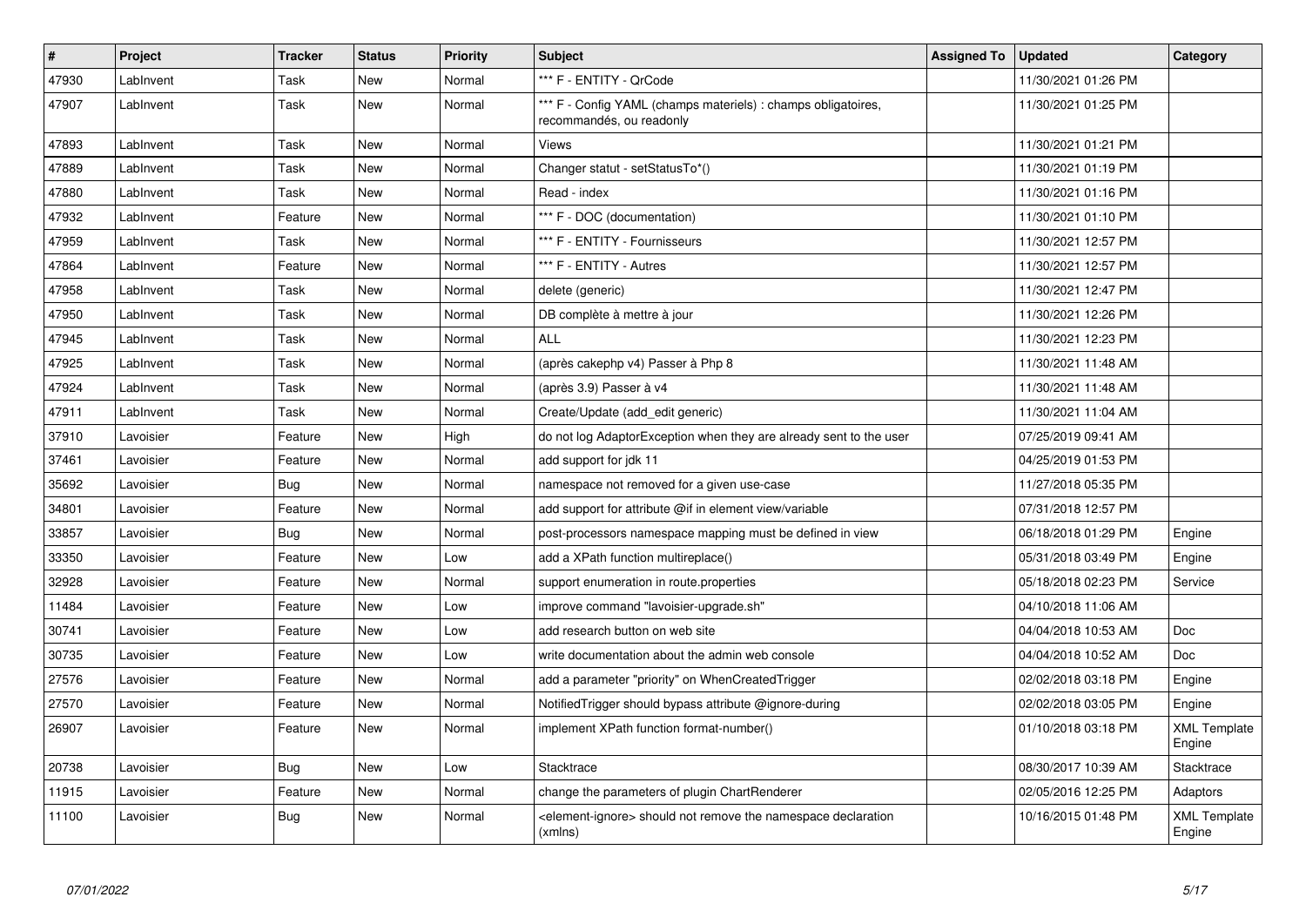| # | Project | Tracker | Status | Priority | Subject | Assigned To | Updated | Category |
|---|---|---|---|---|---|---|---|---|
| 47930 | LabInvent | Task | New | Normal | *** F - ENTITY - QrCode | | 11/30/2021 01:26 PM | |
| 47907 | LabInvent | Task | New | Normal | *** F - Config YAML (champs materiels) : champs obligatoires, recommandés, ou readonly | | 11/30/2021 01:25 PM | |
| 47893 | LabInvent | Task | New | Normal | Views | | 11/30/2021 01:21 PM | |
| 47889 | LabInvent | Task | New | Normal | Changer statut - setStatusTo*() | | 11/30/2021 01:19 PM | |
| 47880 | LabInvent | Task | New | Normal | Read - index | | 11/30/2021 01:16 PM | |
| 47932 | LabInvent | Feature | New | Normal | *** F - DOC (documentation) | | 11/30/2021 01:10 PM | |
| 47959 | LabInvent | Task | New | Normal | *** F - ENTITY - Fournisseurs | | 11/30/2021 12:57 PM | |
| 47864 | LabInvent | Feature | New | Normal | *** F - ENTITY - Autres | | 11/30/2021 12:57 PM | |
| 47958 | LabInvent | Task | New | Normal | delete (generic) | | 11/30/2021 12:47 PM | |
| 47950 | LabInvent | Task | New | Normal | DB complète à mettre à jour | | 11/30/2021 12:26 PM | |
| 47945 | LabInvent | Task | New | Normal | ALL | | 11/30/2021 12:23 PM | |
| 47925 | LabInvent | Task | New | Normal | (après cakephp v4) Passer à Php 8 | | 11/30/2021 11:48 AM | |
| 47924 | LabInvent | Task | New | Normal | (après 3.9) Passer à v4 | | 11/30/2021 11:48 AM | |
| 47911 | LabInvent | Task | New | Normal | Create/Update (add_edit generic) | | 11/30/2021 11:04 AM | |
| 37910 | Lavoisier | Feature | New | High | do not log AdaptorException when they are already sent to the user | | 07/25/2019 09:41 AM | |
| 37461 | Lavoisier | Feature | New | Normal | add support for jdk 11 | | 04/25/2019 01:53 PM | |
| 35692 | Lavoisier | Bug | New | Normal | namespace not removed for a given use-case | | 11/27/2018 05:35 PM | |
| 34801 | Lavoisier | Feature | New | Normal | add support for attribute @if in element view/variable | | 07/31/2018 12:57 PM | |
| 33857 | Lavoisier | Bug | New | Normal | post-processors namespace mapping must be defined in view | | 06/18/2018 01:29 PM | Engine |
| 33350 | Lavoisier | Feature | New | Low | add a XPath function multireplace() | | 05/31/2018 03:49 PM | Engine |
| 32928 | Lavoisier | Feature | New | Normal | support enumeration in route.properties | | 05/18/2018 02:23 PM | Service |
| 11484 | Lavoisier | Feature | New | Low | improve command "lavoisier-upgrade.sh" | | 04/10/2018 11:06 AM | |
| 30741 | Lavoisier | Feature | New | Low | add research button on web site | | 04/04/2018 10:53 AM | Doc |
| 30735 | Lavoisier | Feature | New | Low | write documentation about the admin web console | | 04/04/2018 10:52 AM | Doc |
| 27576 | Lavoisier | Feature | New | Normal | add a parameter "priority" on WhenCreatedTrigger | | 02/02/2018 03:18 PM | Engine |
| 27570 | Lavoisier | Feature | New | Normal | NotifiedTrigger should bypass attribute @ignore-during | | 02/02/2018 03:05 PM | Engine |
| 26907 | Lavoisier | Feature | New | Normal | implement XPath function format-number() | | 01/10/2018 03:18 PM | XML Template Engine |
| 20738 | Lavoisier | Bug | New | Low | Stacktrace | | 08/30/2017 10:39 AM | Stacktrace |
| 11915 | Lavoisier | Feature | New | Normal | change the parameters of plugin ChartRenderer | | 02/05/2016 12:25 PM | Adaptors |
| 11100 | Lavoisier | Bug | New | Normal | <element-ignore> should not remove the namespace declaration (xmlns) | | 10/16/2015 01:48 PM | XML Template Engine |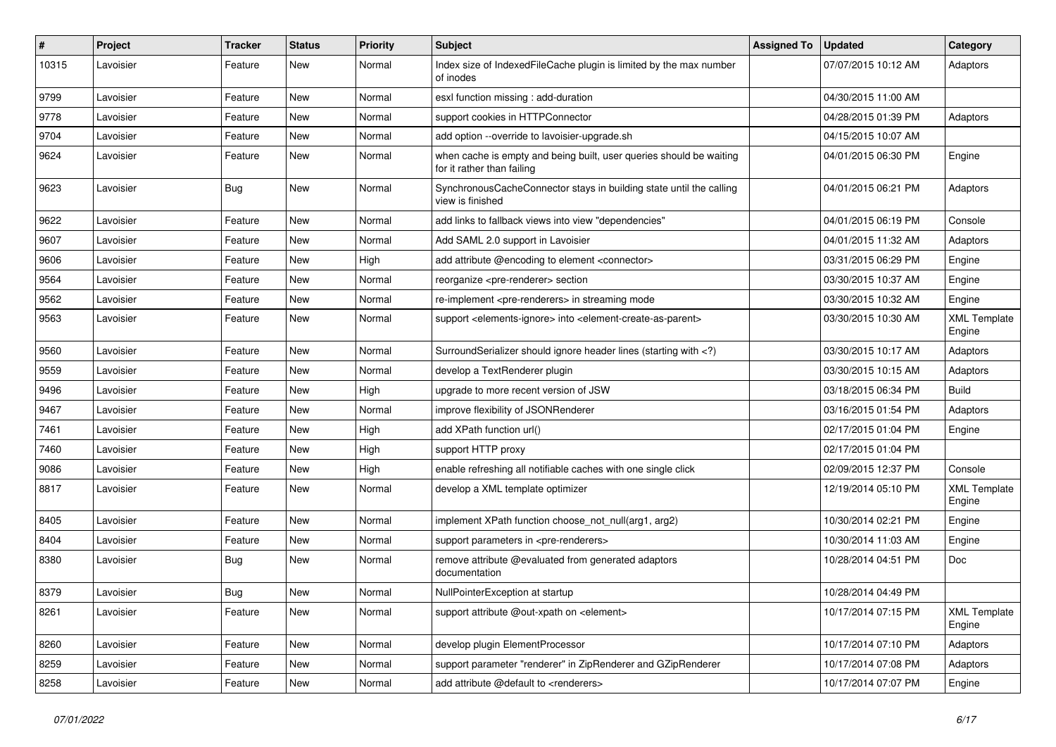| # | Project | Tracker | Status | Priority | Subject | Assigned To | Updated | Category |
|---|---|---|---|---|---|---|---|---|
| 10315 | Lavoisier | Feature | New | Normal | Index size of IndexedFileCache plugin is limited by the max number of inodes | | 07/07/2015 10:12 AM | Adaptors |
| 9799 | Lavoisier | Feature | New | Normal | esxl function missing : add-duration | | 04/30/2015 11:00 AM | |
| 9778 | Lavoisier | Feature | New | Normal | support cookies in HTTPConnector | | 04/28/2015 01:39 PM | Adaptors |
| 9704 | Lavoisier | Feature | New | Normal | add option --override to lavoisier-upgrade.sh | | 04/15/2015 10:07 AM | |
| 9624 | Lavoisier | Feature | New | Normal | when cache is empty and being built, user queries should be waiting for it rather than failing | | 04/01/2015 06:30 PM | Engine |
| 9623 | Lavoisier | Bug | New | Normal | SynchronousCacheConnector stays in building state until the calling view is finished | | 04/01/2015 06:21 PM | Adaptors |
| 9622 | Lavoisier | Feature | New | Normal | add links to fallback views into view "dependencies" | | 04/01/2015 06:19 PM | Console |
| 9607 | Lavoisier | Feature | New | Normal | Add SAML 2.0 support in Lavoisier | | 04/01/2015 11:32 AM | Adaptors |
| 9606 | Lavoisier | Feature | New | High | add attribute @encoding to element <connector> | | 03/31/2015 06:29 PM | Engine |
| 9564 | Lavoisier | Feature | New | Normal | reorganize <pre-renderer> section | | 03/30/2015 10:37 AM | Engine |
| 9562 | Lavoisier | Feature | New | Normal | re-implement <pre-renderers> in streaming mode | | 03/30/2015 10:32 AM | Engine |
| 9563 | Lavoisier | Feature | New | Normal | support <elements-ignore> into <element-create-as-parent> | | 03/30/2015 10:30 AM | XML Template Engine |
| 9560 | Lavoisier | Feature | New | Normal | SurroundSerializer should ignore header lines (starting with <?) | | 03/30/2015 10:17 AM | Adaptors |
| 9559 | Lavoisier | Feature | New | Normal | develop a TextRenderer plugin | | 03/30/2015 10:15 AM | Adaptors |
| 9496 | Lavoisier | Feature | New | High | upgrade to more recent version of JSW | | 03/18/2015 06:34 PM | Build |
| 9467 | Lavoisier | Feature | New | Normal | improve flexibility of JSONRenderer | | 03/16/2015 01:54 PM | Adaptors |
| 7461 | Lavoisier | Feature | New | High | add XPath function url() | | 02/17/2015 01:04 PM | Engine |
| 7460 | Lavoisier | Feature | New | High | support HTTP proxy | | 02/17/2015 01:04 PM | |
| 9086 | Lavoisier | Feature | New | High | enable refreshing all notifiable caches with one single click | | 02/09/2015 12:37 PM | Console |
| 8817 | Lavoisier | Feature | New | Normal | develop a XML template optimizer | | 12/19/2014 05:10 PM | XML Template Engine |
| 8405 | Lavoisier | Feature | New | Normal | implement XPath function choose_not_null(arg1, arg2) | | 10/30/2014 02:21 PM | Engine |
| 8404 | Lavoisier | Feature | New | Normal | support parameters in <pre-renderers> | | 10/30/2014 11:03 AM | Engine |
| 8380 | Lavoisier | Bug | New | Normal | remove attribute @evaluated from generated adaptors documentation | | 10/28/2014 04:51 PM | Doc |
| 8379 | Lavoisier | Bug | New | Normal | NullPointerException at startup | | 10/28/2014 04:49 PM | |
| 8261 | Lavoisier | Feature | New | Normal | support attribute @out-xpath on <element> | | 10/17/2014 07:15 PM | XML Template Engine |
| 8260 | Lavoisier | Feature | New | Normal | develop plugin ElementProcessor | | 10/17/2014 07:10 PM | Adaptors |
| 8259 | Lavoisier | Feature | New | Normal | support parameter "renderer" in ZipRenderer and GZipRenderer | | 10/17/2014 07:08 PM | Adaptors |
| 8258 | Lavoisier | Feature | New | Normal | add attribute @default to <renderers> | | 10/17/2014 07:07 PM | Engine |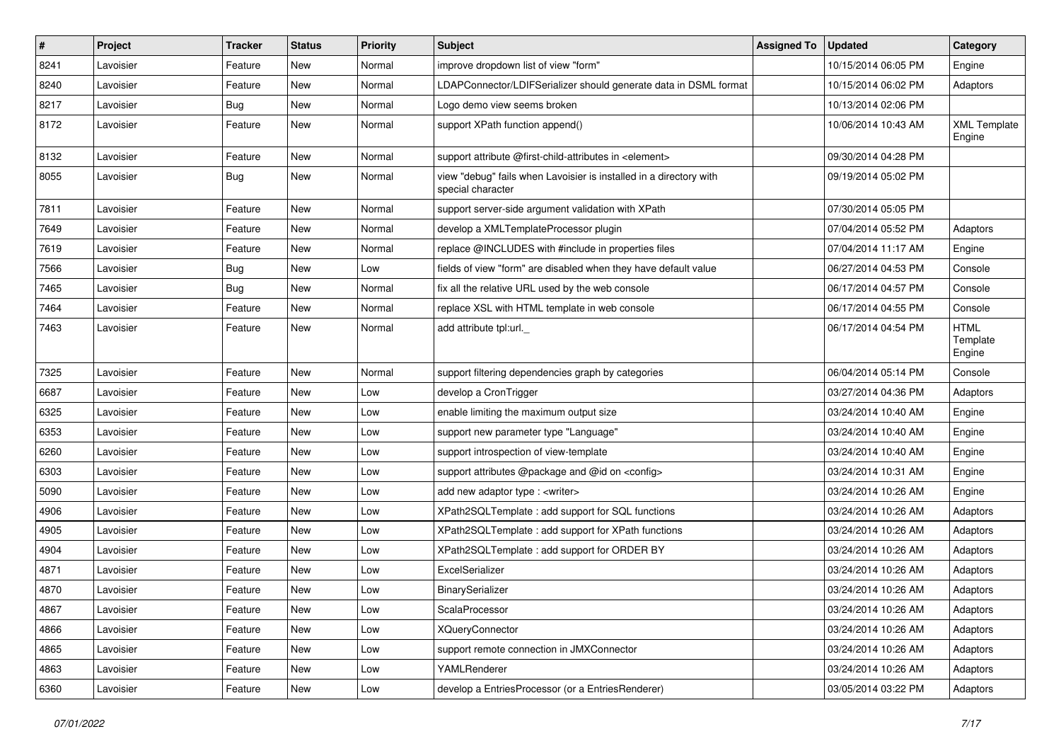| # | Project | Tracker | Status | Priority | Subject | Assigned To | Updated | Category |
|---|---|---|---|---|---|---|---|---|
| 8241 | Lavoisier | Feature | New | Normal | improve dropdown list of view "form" | | 10/15/2014 06:05 PM | Engine |
| 8240 | Lavoisier | Feature | New | Normal | LDAPConnector/LDIFSerializer should generate data in DSML format | | 10/15/2014 06:02 PM | Adaptors |
| 8217 | Lavoisier | Bug | New | Normal | Logo demo view seems broken | | 10/13/2014 02:06 PM | |
| 8172 | Lavoisier | Feature | New | Normal | support XPath function append() | | 10/06/2014 10:43 AM | XML Template Engine |
| 8132 | Lavoisier | Feature | New | Normal | support attribute @first-child-attributes in <element> | | 09/30/2014 04:28 PM | |
| 8055 | Lavoisier | Bug | New | Normal | view "debug" fails when Lavoisier is installed in a directory with special character | | 09/19/2014 05:02 PM | |
| 7811 | Lavoisier | Feature | New | Normal | support server-side argument validation with XPath | | 07/30/2014 05:05 PM | |
| 7649 | Lavoisier | Feature | New | Normal | develop a XMLTemplateProcessor plugin | | 07/04/2014 05:52 PM | Adaptors |
| 7619 | Lavoisier | Feature | New | Normal | replace @INCLUDES with #include in properties files | | 07/04/2014 11:17 AM | Engine |
| 7566 | Lavoisier | Bug | New | Low | fields of view "form" are disabled when they have default value | | 06/27/2014 04:53 PM | Console |
| 7465 | Lavoisier | Bug | New | Normal | fix all the relative URL used by the web console | | 06/17/2014 04:57 PM | Console |
| 7464 | Lavoisier | Feature | New | Normal | replace XSL with HTML template in web console | | 06/17/2014 04:55 PM | Console |
| 7463 | Lavoisier | Feature | New | Normal | add attribute tpl:url._ | | 06/17/2014 04:54 PM | HTML Template Engine |
| 7325 | Lavoisier | Feature | New | Normal | support filtering dependencies graph by categories | | 06/04/2014 05:14 PM | Console |
| 6687 | Lavoisier | Feature | New | Low | develop a CronTrigger | | 03/27/2014 04:36 PM | Adaptors |
| 6325 | Lavoisier | Feature | New | Low | enable limiting the maximum output size | | 03/24/2014 10:40 AM | Engine |
| 6353 | Lavoisier | Feature | New | Low | support new parameter type "Language" | | 03/24/2014 10:40 AM | Engine |
| 6260 | Lavoisier | Feature | New | Low | support introspection of view-template | | 03/24/2014 10:40 AM | Engine |
| 6303 | Lavoisier | Feature | New | Low | support attributes @package and @id on <config> | | 03/24/2014 10:31 AM | Engine |
| 5090 | Lavoisier | Feature | New | Low | add new adaptor type : <writer> | | 03/24/2014 10:26 AM | Engine |
| 4906 | Lavoisier | Feature | New | Low | XPath2SQLTemplate : add support for SQL functions | | 03/24/2014 10:26 AM | Adaptors |
| 4905 | Lavoisier | Feature | New | Low | XPath2SQLTemplate : add support for XPath functions | | 03/24/2014 10:26 AM | Adaptors |
| 4904 | Lavoisier | Feature | New | Low | XPath2SQLTemplate : add support for ORDER BY | | 03/24/2014 10:26 AM | Adaptors |
| 4871 | Lavoisier | Feature | New | Low | ExcelSerializer | | 03/24/2014 10:26 AM | Adaptors |
| 4870 | Lavoisier | Feature | New | Low | BinarySerializer | | 03/24/2014 10:26 AM | Adaptors |
| 4867 | Lavoisier | Feature | New | Low | ScalaProcessor | | 03/24/2014 10:26 AM | Adaptors |
| 4866 | Lavoisier | Feature | New | Low | XQueryConnector | | 03/24/2014 10:26 AM | Adaptors |
| 4865 | Lavoisier | Feature | New | Low | support remote connection in JMXConnector | | 03/24/2014 10:26 AM | Adaptors |
| 4863 | Lavoisier | Feature | New | Low | YAMLRenderer | | 03/24/2014 10:26 AM | Adaptors |
| 6360 | Lavoisier | Feature | New | Low | develop a EntriesProcessor (or a EntriesRenderer) | | 03/05/2014 03:22 PM | Adaptors |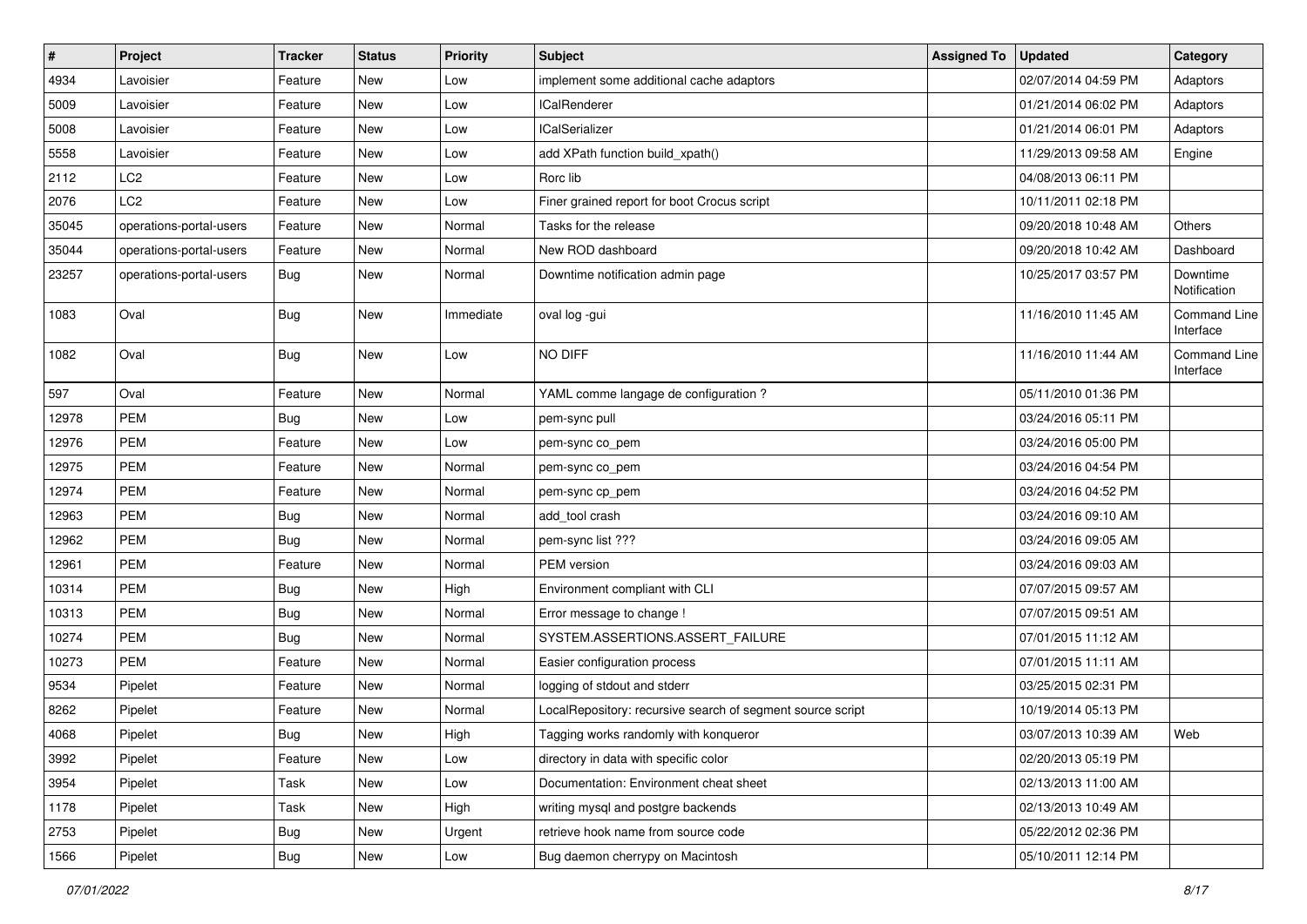| # | Project | Tracker | Status | Priority | Subject | Assigned To | Updated | Category |
|---|---|---|---|---|---|---|---|---|
| 4934 | Lavoisier | Feature | New | Low | implement some additional cache adaptors | | 02/07/2014 04:59 PM | Adaptors |
| 5009 | Lavoisier | Feature | New | Low | ICalRenderer | | 01/21/2014 06:02 PM | Adaptors |
| 5008 | Lavoisier | Feature | New | Low | ICalSerializer | | 01/21/2014 06:01 PM | Adaptors |
| 5558 | Lavoisier | Feature | New | Low | add XPath function build_xpath() | | 11/29/2013 09:58 AM | Engine |
| 2112 | LC2 | Feature | New | Low | Rorc lib | | 04/08/2013 06:11 PM | |
| 2076 | LC2 | Feature | New | Low | Finer grained report for boot Crocus script | | 10/11/2011 02:18 PM | |
| 35045 | operations-portal-users | Feature | New | Normal | Tasks for the release | | 09/20/2018 10:48 AM | Others |
| 35044 | operations-portal-users | Feature | New | Normal | New ROD dashboard | | 09/20/2018 10:42 AM | Dashboard |
| 23257 | operations-portal-users | Bug | New | Normal | Downtime notification admin page | | 10/25/2017 03:57 PM | Downtime Notification |
| 1083 | Oval | Bug | New | Immediate | oval log -gui | | 11/16/2010 11:45 AM | Command Line Interface |
| 1082 | Oval | Bug | New | Low | NO DIFF | | 11/16/2010 11:44 AM | Command Line Interface |
| 597 | Oval | Feature | New | Normal | YAML comme langage de configuration ? | | 05/11/2010 01:36 PM | |
| 12978 | PEM | Bug | New | Low | pem-sync pull | | 03/24/2016 05:11 PM | |
| 12976 | PEM | Feature | New | Low | pem-sync co_pem | | 03/24/2016 05:00 PM | |
| 12975 | PEM | Feature | New | Normal | pem-sync co_pem | | 03/24/2016 04:54 PM | |
| 12974 | PEM | Feature | New | Normal | pem-sync cp_pem | | 03/24/2016 04:52 PM | |
| 12963 | PEM | Bug | New | Normal | add_tool crash | | 03/24/2016 09:10 AM | |
| 12962 | PEM | Bug | New | Normal | pem-sync list ??? | | 03/24/2016 09:05 AM | |
| 12961 | PEM | Feature | New | Normal | PEM version | | 03/24/2016 09:03 AM | |
| 10314 | PEM | Bug | New | High | Environment compliant with CLI | | 07/07/2015 09:57 AM | |
| 10313 | PEM | Bug | New | Normal | Error message to change ! | | 07/07/2015 09:51 AM | |
| 10274 | PEM | Bug | New | Normal | SYSTEM.ASSERTIONS.ASSERT_FAILURE | | 07/01/2015 11:12 AM | |
| 10273 | PEM | Feature | New | Normal | Easier configuration process | | 07/01/2015 11:11 AM | |
| 9534 | Pipelet | Feature | New | Normal | logging of stdout and stderr | | 03/25/2015 02:31 PM | |
| 8262 | Pipelet | Feature | New | Normal | LocalRepository: recursive search of segment source script | | 10/19/2014 05:13 PM | |
| 4068 | Pipelet | Bug | New | High | Tagging works randomly with konqueror | | 03/07/2013 10:39 AM | Web |
| 3992 | Pipelet | Feature | New | Low | directory in data with specific color | | 02/20/2013 05:19 PM | |
| 3954 | Pipelet | Task | New | Low | Documentation: Environment cheat sheet | | 02/13/2013 11:00 AM | |
| 1178 | Pipelet | Task | New | High | writing mysql and postgre backends | | 02/13/2013 10:49 AM | |
| 2753 | Pipelet | Bug | New | Urgent | retrieve hook name from source code | | 05/22/2012 02:36 PM | |
| 1566 | Pipelet | Bug | New | Low | Bug daemon cherrypy on Macintosh | | 05/10/2011 12:14 PM | |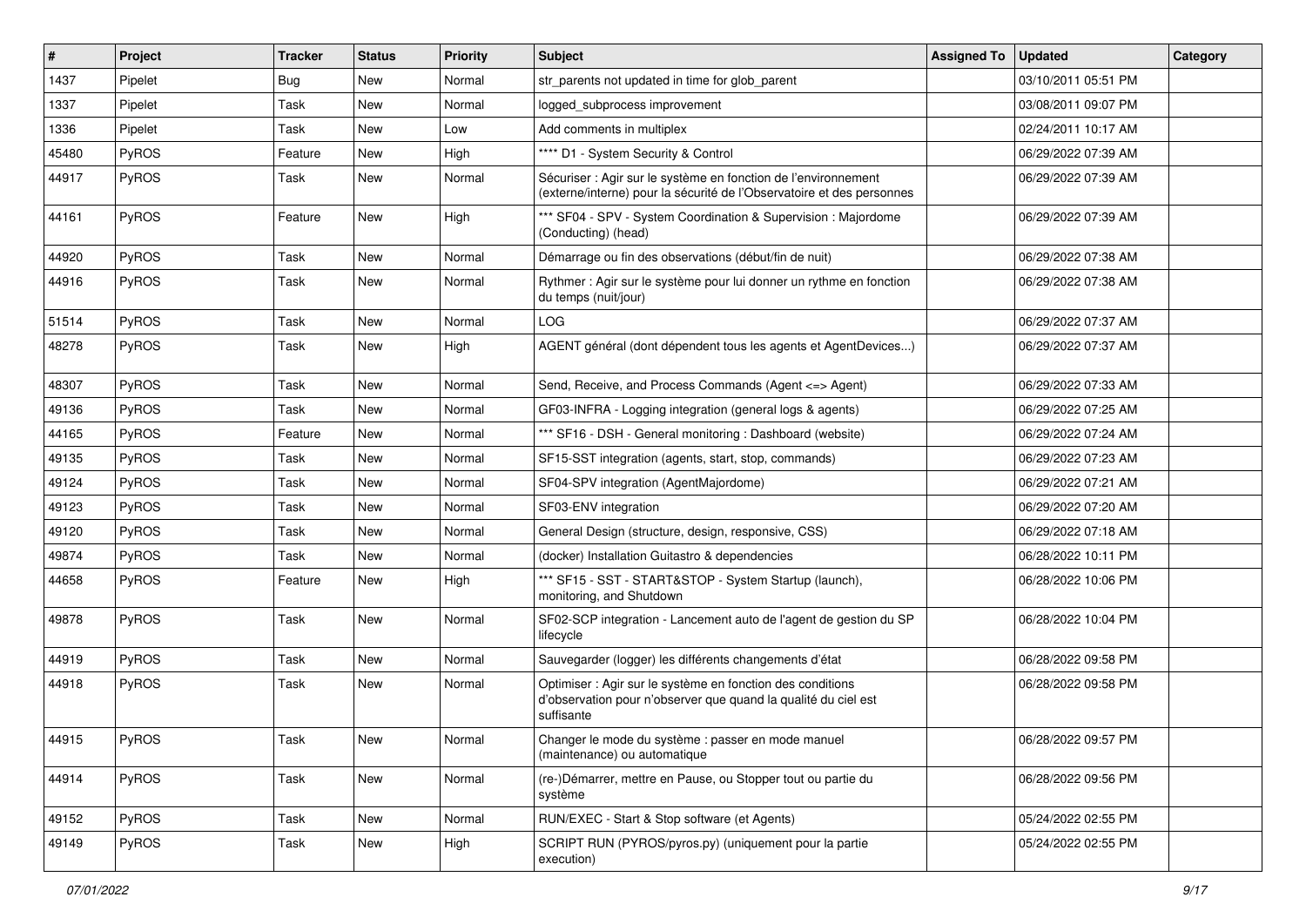| # | Project | Tracker | Status | Priority | Subject | Assigned To | Updated | Category |
|---|---|---|---|---|---|---|---|---|
| 1437 | Pipelet | Bug | New | Normal | str_parents not updated in time for glob_parent | | 03/10/2011 05:51 PM | |
| 1337 | Pipelet | Task | New | Normal | logged_subprocess improvement | | 03/08/2011 09:07 PM | |
| 1336 | Pipelet | Task | New | Low | Add comments in multiplex | | 02/24/2011 10:17 AM | |
| 45480 | PyROS | Feature | New | High | **** D1 - System Security & Control | | 06/29/2022 07:39 AM | |
| 44917 | PyROS | Task | New | Normal | Sécuriser : Agir sur le système en fonction de l'environnement (externe/interne) pour la sécurité de l'Observatoire et des personnes | | 06/29/2022 07:39 AM | |
| 44161 | PyROS | Feature | New | High | *** SF04 - SPV - System Coordination & Supervision : Majordome (Conducting) (head) | | 06/29/2022 07:39 AM | |
| 44920 | PyROS | Task | New | Normal | Démarrage ou fin des observations (début/fin de nuit) | | 06/29/2022 07:38 AM | |
| 44916 | PyROS | Task | New | Normal | Rythmer : Agir sur le système pour lui donner un rythme en fonction du temps (nuit/jour) | | 06/29/2022 07:38 AM | |
| 51514 | PyROS | Task | New | Normal | LOG | | 06/29/2022 07:37 AM | |
| 48278 | PyROS | Task | New | High | AGENT général (dont dépendent tous les agents et AgentDevices...) | | 06/29/2022 07:37 AM | |
| 48307 | PyROS | Task | New | Normal | Send, Receive, and Process Commands (Agent <=> Agent) | | 06/29/2022 07:33 AM | |
| 49136 | PyROS | Task | New | Normal | GF03-INFRA - Logging integration (general logs & agents) | | 06/29/2022 07:25 AM | |
| 44165 | PyROS | Feature | New | Normal | *** SF16 - DSH - General monitoring : Dashboard (website) | | 06/29/2022 07:24 AM | |
| 49135 | PyROS | Task | New | Normal | SF15-SST integration (agents, start, stop, commands) | | 06/29/2022 07:23 AM | |
| 49124 | PyROS | Task | New | Normal | SF04-SPV integration (AgentMajordome) | | 06/29/2022 07:21 AM | |
| 49123 | PyROS | Task | New | Normal | SF03-ENV integration | | 06/29/2022 07:20 AM | |
| 49120 | PyROS | Task | New | Normal | General Design (structure, design, responsive, CSS) | | 06/29/2022 07:18 AM | |
| 49874 | PyROS | Task | New | Normal | (docker) Installation Guitastro & dependencies | | 06/28/2022 10:11 PM | |
| 44658 | PyROS | Feature | New | High | *** SF15 - SST - START&STOP - System Startup (launch), monitoring, and Shutdown | | 06/28/2022 10:06 PM | |
| 49878 | PyROS | Task | New | Normal | SF02-SCP integration - Lancement auto de l'agent de gestion du SP lifecycle | | 06/28/2022 10:04 PM | |
| 44919 | PyROS | Task | New | Normal | Sauvegarder (logger) les différents changements d'état | | 06/28/2022 09:58 PM | |
| 44918 | PyROS | Task | New | Normal | Optimiser : Agir sur le système en fonction des conditions d'observation pour n'observer que quand la qualité du ciel est suffisante | | 06/28/2022 09:58 PM | |
| 44915 | PyROS | Task | New | Normal | Changer le mode du système : passer en mode manuel (maintenance) ou automatique | | 06/28/2022 09:57 PM | |
| 44914 | PyROS | Task | New | Normal | (re-)Démarrer, mettre en Pause, ou Stopper tout ou partie du système | | 06/28/2022 09:56 PM | |
| 49152 | PyROS | Task | New | Normal | RUN/EXEC - Start & Stop software (et Agents) | | 05/24/2022 02:55 PM | |
| 49149 | PyROS | Task | New | High | SCRIPT RUN (PYROS/pyros.py) (uniquement pour la partie execution) | | 05/24/2022 02:55 PM | |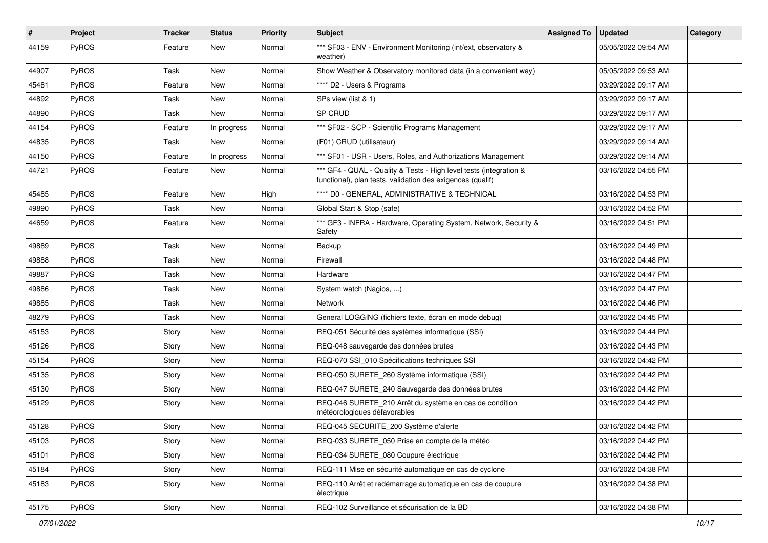| # | Project | Tracker | Status | Priority | Subject | Assigned To | Updated | Category |
|---|---|---|---|---|---|---|---|---|
| 44159 | PyROS | Feature | New | Normal | *** SF03 - ENV - Environment Monitoring (int/ext, observatory & weather) | | 05/05/2022 09:54 AM | |
| 44907 | PyROS | Task | New | Normal | Show Weather & Observatory monitored data (in a convenient way) | | 05/05/2022 09:53 AM | |
| 45481 | PyROS | Feature | New | Normal | **** D2 - Users & Programs | | 03/29/2022 09:17 AM | |
| 44892 | PyROS | Task | New | Normal | SPs view (list & 1) | | 03/29/2022 09:17 AM | |
| 44890 | PyROS | Task | New | Normal | SP CRUD | | 03/29/2022 09:17 AM | |
| 44154 | PyROS | Feature | In progress | Normal | *** SF02 - SCP - Scientific Programs Management | | 03/29/2022 09:17 AM | |
| 44835 | PyROS | Task | New | Normal | (F01) CRUD (utilisateur) | | 03/29/2022 09:14 AM | |
| 44150 | PyROS | Feature | In progress | Normal | *** SF01 - USR - Users, Roles, and Authorizations Management | | 03/29/2022 09:14 AM | |
| 44721 | PyROS | Feature | New | Normal | *** GF4 - QUAL - Quality & Tests - High level tests (integration & functional), plan tests, validation des exigences (qualif) | | 03/16/2022 04:55 PM | |
| 45485 | PyROS | Feature | New | High | **** D0 - GENERAL, ADMINISTRATIVE & TECHNICAL | | 03/16/2022 04:53 PM | |
| 49890 | PyROS | Task | New | Normal | Global Start & Stop (safe) | | 03/16/2022 04:52 PM | |
| 44659 | PyROS | Feature | New | Normal | *** GF3 - INFRA - Hardware, Operating System, Network, Security & Safety | | 03/16/2022 04:51 PM | |
| 49889 | PyROS | Task | New | Normal | Backup | | 03/16/2022 04:49 PM | |
| 49888 | PyROS | Task | New | Normal | Firewall | | 03/16/2022 04:48 PM | |
| 49887 | PyROS | Task | New | Normal | Hardware | | 03/16/2022 04:47 PM | |
| 49886 | PyROS | Task | New | Normal | System watch (Nagios, ...) | | 03/16/2022 04:47 PM | |
| 49885 | PyROS | Task | New | Normal | Network | | 03/16/2022 04:46 PM | |
| 48279 | PyROS | Task | New | Normal | General LOGGING (fichiers texte, écran en mode debug) | | 03/16/2022 04:45 PM | |
| 45153 | PyROS | Story | New | Normal | REQ-051 Sécurité des systèmes informatique (SSI) | | 03/16/2022 04:44 PM | |
| 45126 | PyROS | Story | New | Normal | REQ-048 sauvegarde des données brutes | | 03/16/2022 04:43 PM | |
| 45154 | PyROS | Story | New | Normal | REQ-070 SSI_010 Spécifications techniques SSI | | 03/16/2022 04:42 PM | |
| 45135 | PyROS | Story | New | Normal | REQ-050 SURETE_260 Système informatique (SSI) | | 03/16/2022 04:42 PM | |
| 45130 | PyROS | Story | New | Normal | REQ-047 SURETE_240 Sauvegarde des données brutes | | 03/16/2022 04:42 PM | |
| 45129 | PyROS | Story | New | Normal | REQ-046 SURETE_210 Arrêt du système en cas de condition météorologiques défavorables | | 03/16/2022 04:42 PM | |
| 45128 | PyROS | Story | New | Normal | REQ-045 SECURITE_200 Système d'alerte | | 03/16/2022 04:42 PM | |
| 45103 | PyROS | Story | New | Normal | REQ-033 SURETE_050 Prise en compte de la météo | | 03/16/2022 04:42 PM | |
| 45101 | PyROS | Story | New | Normal | REQ-034 SURETE_080 Coupure électrique | | 03/16/2022 04:42 PM | |
| 45184 | PyROS | Story | New | Normal | REQ-111 Mise en sécurité automatique en cas de cyclone | | 03/16/2022 04:38 PM | |
| 45183 | PyROS | Story | New | Normal | REQ-110 Arrêt et redémarrage automatique en cas de coupure électrique | | 03/16/2022 04:38 PM | |
| 45175 | PyROS | Story | New | Normal | REQ-102 Surveillance et sécurisation de la BD | | 03/16/2022 04:38 PM | |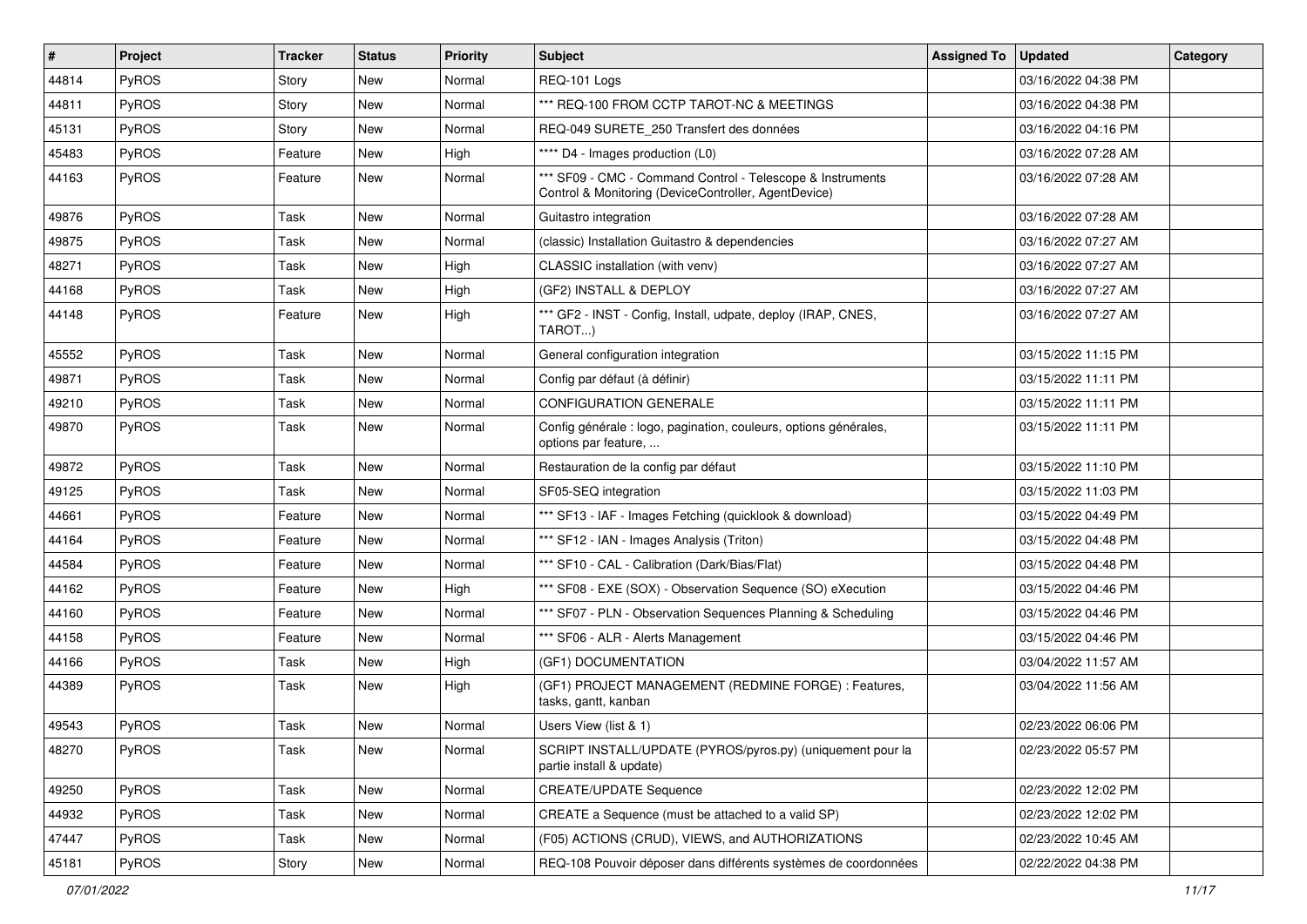| # | Project | Tracker | Status | Priority | Subject | Assigned To | Updated | Category |
|---|---|---|---|---|---|---|---|---|
| 44814 | PyROS | Story | New | Normal | REQ-101 Logs | | 03/16/2022 04:38 PM | |
| 44811 | PyROS | Story | New | Normal | *** REQ-100 FROM CCTP TAROT-NC & MEETINGS | | 03/16/2022 04:38 PM | |
| 45131 | PyROS | Story | New | Normal | REQ-049 SURETE_250 Transfert des données | | 03/16/2022 04:16 PM | |
| 45483 | PyROS | Feature | New | High | **** D4 - Images production (L0) | | 03/16/2022 07:28 AM | |
| 44163 | PyROS | Feature | New | Normal | *** SF09 - CMC - Command Control - Telescope & Instruments Control & Monitoring (DeviceController, AgentDevice) | | 03/16/2022 07:28 AM | |
| 49876 | PyROS | Task | New | Normal | Guitastro integration | | 03/16/2022 07:28 AM | |
| 49875 | PyROS | Task | New | Normal | (classic) Installation Guitastro & dependencies | | 03/16/2022 07:27 AM | |
| 48271 | PyROS | Task | New | High | CLASSIC installation (with venv) | | 03/16/2022 07:27 AM | |
| 44168 | PyROS | Task | New | High | (GF2) INSTALL & DEPLOY | | 03/16/2022 07:27 AM | |
| 44148 | PyROS | Feature | New | High | *** GF2 - INST - Config, Install, udpate, deploy (IRAP, CNES, TAROT...) | | 03/16/2022 07:27 AM | |
| 45552 | PyROS | Task | New | Normal | General configuration integration | | 03/15/2022 11:15 PM | |
| 49871 | PyROS | Task | New | Normal | Config par défaut (à définir) | | 03/15/2022 11:11 PM | |
| 49210 | PyROS | Task | New | Normal | CONFIGURATION GENERALE | | 03/15/2022 11:11 PM | |
| 49870 | PyROS | Task | New | Normal | Config générale : logo, pagination, couleurs, options générales, options par feature, ... | | 03/15/2022 11:11 PM | |
| 49872 | PyROS | Task | New | Normal | Restauration de la config par défaut | | 03/15/2022 11:10 PM | |
| 49125 | PyROS | Task | New | Normal | SF05-SEQ integration | | 03/15/2022 11:03 PM | |
| 44661 | PyROS | Feature | New | Normal | *** SF13 - IAF - Images Fetching (quicklook & download) | | 03/15/2022 04:49 PM | |
| 44164 | PyROS | Feature | New | Normal | *** SF12 - IAN - Images Analysis (Triton) | | 03/15/2022 04:48 PM | |
| 44584 | PyROS | Feature | New | Normal | *** SF10 - CAL - Calibration (Dark/Bias/Flat) | | 03/15/2022 04:48 PM | |
| 44162 | PyROS | Feature | New | High | *** SF08 - EXE (SOX) - Observation Sequence (SO) eXecution | | 03/15/2022 04:46 PM | |
| 44160 | PyROS | Feature | New | Normal | *** SF07 - PLN - Observation Sequences Planning & Scheduling | | 03/15/2022 04:46 PM | |
| 44158 | PyROS | Feature | New | Normal | *** SF06 - ALR - Alerts Management | | 03/15/2022 04:46 PM | |
| 44166 | PyROS | Task | New | High | (GF1) DOCUMENTATION | | 03/04/2022 11:57 AM | |
| 44389 | PyROS | Task | New | High | (GF1) PROJECT MANAGEMENT (REDMINE FORGE) : Features, tasks, gantt, kanban | | 03/04/2022 11:56 AM | |
| 49543 | PyROS | Task | New | Normal | Users View (list & 1) | | 02/23/2022 06:06 PM | |
| 48270 | PyROS | Task | New | Normal | SCRIPT INSTALL/UPDATE (PYROS/pyros.py) (uniquement pour la partie install & update) | | 02/23/2022 05:57 PM | |
| 49250 | PyROS | Task | New | Normal | CREATE/UPDATE Sequence | | 02/23/2022 12:02 PM | |
| 44932 | PyROS | Task | New | Normal | CREATE a Sequence (must be attached to a valid SP) | | 02/23/2022 12:02 PM | |
| 47447 | PyROS | Task | New | Normal | (F05) ACTIONS (CRUD), VIEWS, and AUTHORIZATIONS | | 02/23/2022 10:45 AM | |
| 45181 | PyROS | Story | New | Normal | REQ-108 Pouvoir déposer dans différents systèmes de coordonnées | | 02/22/2022 04:38 PM | |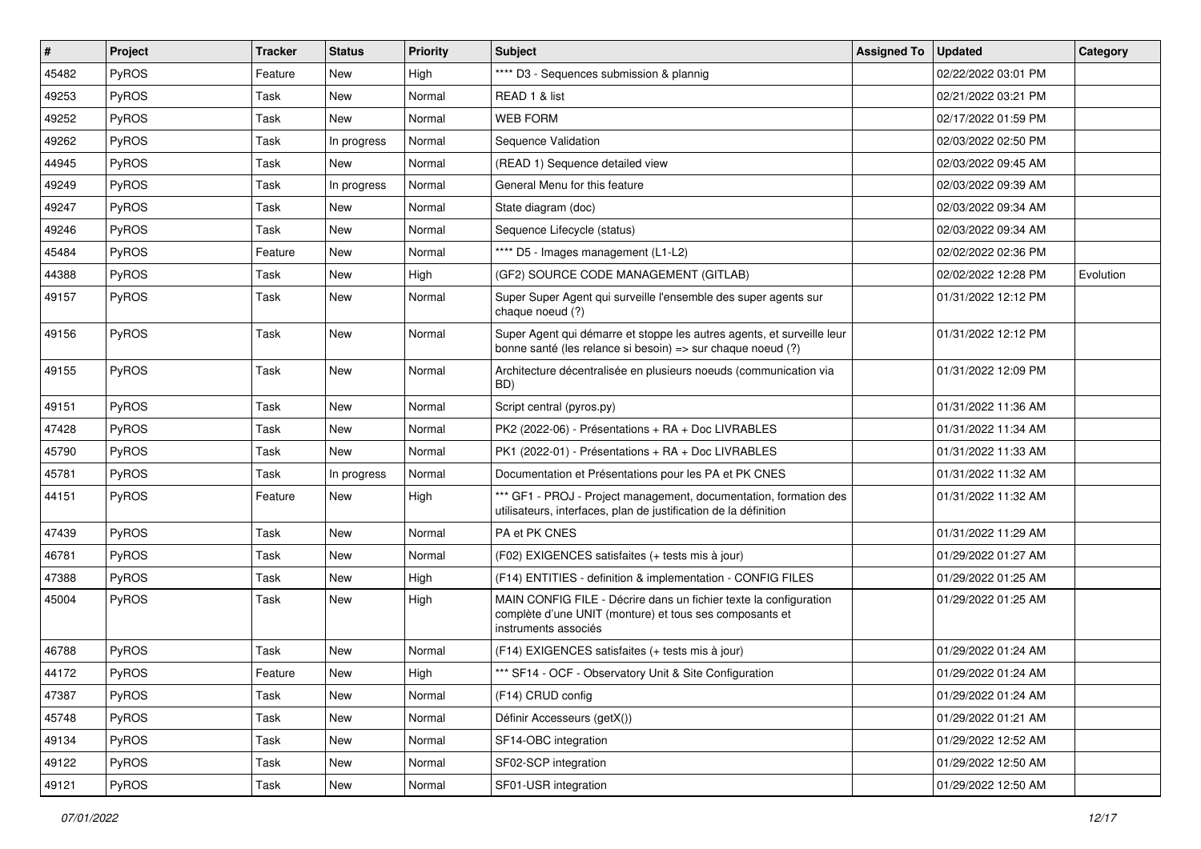| # | Project | Tracker | Status | Priority | Subject | Assigned To | Updated | Category |
|---|---|---|---|---|---|---|---|---|
| 45482 | PyROS | Feature | New | High | **** D3 - Sequences submission & plannig | | 02/22/2022 03:01 PM | |
| 49253 | PyROS | Task | New | Normal | READ 1 & list | | 02/21/2022 03:21 PM | |
| 49252 | PyROS | Task | New | Normal | WEB FORM | | 02/17/2022 01:59 PM | |
| 49262 | PyROS | Task | In progress | Normal | Sequence Validation | | 02/03/2022 02:50 PM | |
| 44945 | PyROS | Task | New | Normal | (READ 1) Sequence detailed view | | 02/03/2022 09:45 AM | |
| 49249 | PyROS | Task | In progress | Normal | General Menu for this feature | | 02/03/2022 09:39 AM | |
| 49247 | PyROS | Task | New | Normal | State diagram (doc) | | 02/03/2022 09:34 AM | |
| 49246 | PyROS | Task | New | Normal | Sequence Lifecycle (status) | | 02/03/2022 09:34 AM | |
| 45484 | PyROS | Feature | New | Normal | **** D5 - Images management (L1-L2) | | 02/02/2022 02:36 PM | |
| 44388 | PyROS | Task | New | High | (GF2) SOURCE CODE MANAGEMENT (GITLAB) | | 02/02/2022 12:28 PM | Evolution |
| 49157 | PyROS | Task | New | Normal | Super Super Agent qui surveille l'ensemble des super agents sur chaque noeud (?) | | 01/31/2022 12:12 PM | |
| 49156 | PyROS | Task | New | Normal | Super Agent qui démarre et stoppe les autres agents, et surveille leur bonne santé (les relance si besoin) => sur chaque noeud (?) | | 01/31/2022 12:12 PM | |
| 49155 | PyROS | Task | New | Normal | Architecture décentralisée en plusieurs noeuds (communication via BD) | | 01/31/2022 12:09 PM | |
| 49151 | PyROS | Task | New | Normal | Script central (pyros.py) | | 01/31/2022 11:36 AM | |
| 47428 | PyROS | Task | New | Normal | PK2 (2022-06) - Présentations + RA + Doc LIVRABLES | | 01/31/2022 11:34 AM | |
| 45790 | PyROS | Task | New | Normal | PK1 (2022-01) - Présentations + RA + Doc LIVRABLES | | 01/31/2022 11:33 AM | |
| 45781 | PyROS | Task | In progress | Normal | Documentation et Présentations pour les PA et PK CNES | | 01/31/2022 11:32 AM | |
| 44151 | PyROS | Feature | New | High | *** GF1 - PROJ - Project management, documentation, formation des utilisateurs, interfaces, plan de justification de la définition | | 01/31/2022 11:32 AM | |
| 47439 | PyROS | Task | New | Normal | PA et PK CNES | | 01/31/2022 11:29 AM | |
| 46781 | PyROS | Task | New | Normal | (F02) EXIGENCES satisfaites (+ tests mis à jour) | | 01/29/2022 01:27 AM | |
| 47388 | PyROS | Task | New | High | (F14) ENTITIES - definition & implementation - CONFIG FILES | | 01/29/2022 01:25 AM | |
| 45004 | PyROS | Task | New | High | MAIN CONFIG FILE - Décrire dans un fichier texte la configuration complète d'une UNIT (monture) et tous ses composants et instruments associés | | 01/29/2022 01:25 AM | |
| 46788 | PyROS | Task | New | Normal | (F14) EXIGENCES satisfaites (+ tests mis à jour) | | 01/29/2022 01:24 AM | |
| 44172 | PyROS | Feature | New | High | *** SF14 - OCF - Observatory Unit & Site Configuration | | 01/29/2022 01:24 AM | |
| 47387 | PyROS | Task | New | Normal | (F14) CRUD config | | 01/29/2022 01:24 AM | |
| 45748 | PyROS | Task | New | Normal | Définir Accesseurs (getX()) | | 01/29/2022 01:21 AM | |
| 49134 | PyROS | Task | New | Normal | SF14-OBC integration | | 01/29/2022 12:52 AM | |
| 49122 | PyROS | Task | New | Normal | SF02-SCP integration | | 01/29/2022 12:50 AM | |
| 49121 | PyROS | Task | New | Normal | SF01-USR integration | | 01/29/2022 12:50 AM | |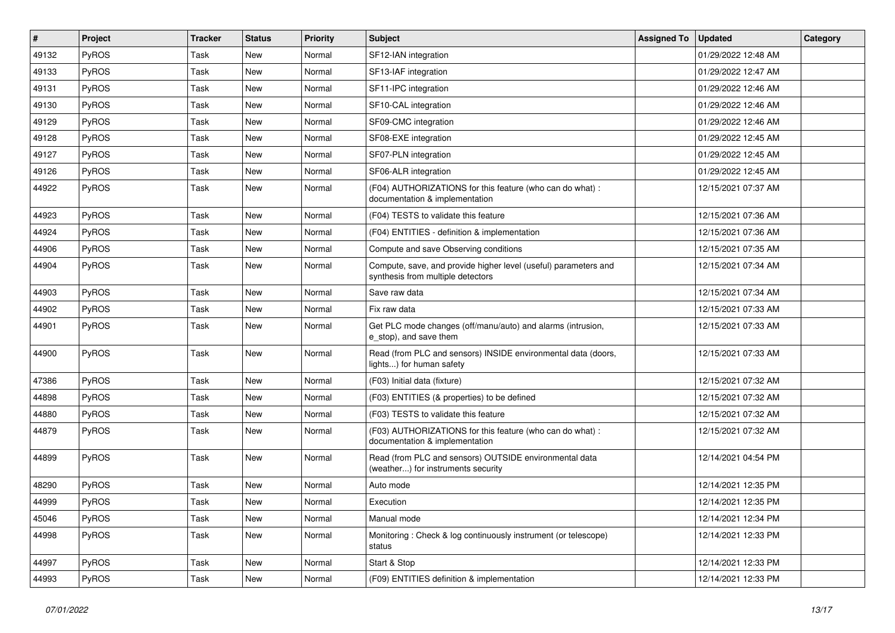| # | Project | Tracker | Status | Priority | Subject | Assigned To | Updated | Category |
|---|---|---|---|---|---|---|---|---|
| 49132 | PyROS | Task | New | Normal | SF12-IAN integration | | 01/29/2022 12:48 AM | |
| 49133 | PyROS | Task | New | Normal | SF13-IAF integration | | 01/29/2022 12:47 AM | |
| 49131 | PyROS | Task | New | Normal | SF11-IPC integration | | 01/29/2022 12:46 AM | |
| 49130 | PyROS | Task | New | Normal | SF10-CAL integration | | 01/29/2022 12:46 AM | |
| 49129 | PyROS | Task | New | Normal | SF09-CMC integration | | 01/29/2022 12:46 AM | |
| 49128 | PyROS | Task | New | Normal | SF08-EXE integration | | 01/29/2022 12:45 AM | |
| 49127 | PyROS | Task | New | Normal | SF07-PLN integration | | 01/29/2022 12:45 AM | |
| 49126 | PyROS | Task | New | Normal | SF06-ALR integration | | 01/29/2022 12:45 AM | |
| 44922 | PyROS | Task | New | Normal | (F04) AUTHORIZATIONS for this feature (who can do what) : documentation & implementation | | 12/15/2021 07:37 AM | |
| 44923 | PyROS | Task | New | Normal | (F04) TESTS to validate this feature | | 12/15/2021 07:36 AM | |
| 44924 | PyROS | Task | New | Normal | (F04) ENTITIES - definition & implementation | | 12/15/2021 07:36 AM | |
| 44906 | PyROS | Task | New | Normal | Compute and save Observing conditions | | 12/15/2021 07:35 AM | |
| 44904 | PyROS | Task | New | Normal | Compute, save, and provide higher level (useful) parameters and synthesis from multiple detectors | | 12/15/2021 07:34 AM | |
| 44903 | PyROS | Task | New | Normal | Save raw data | | 12/15/2021 07:34 AM | |
| 44902 | PyROS | Task | New | Normal | Fix raw data | | 12/15/2021 07:33 AM | |
| 44901 | PyROS | Task | New | Normal | Get PLC mode changes (off/manu/auto) and alarms (intrusion, e_stop), and save them | | 12/15/2021 07:33 AM | |
| 44900 | PyROS | Task | New | Normal | Read (from PLC and sensors) INSIDE environmental data (doors, lights...) for human safety | | 12/15/2021 07:33 AM | |
| 47386 | PyROS | Task | New | Normal | (F03) Initial data (fixture) | | 12/15/2021 07:32 AM | |
| 44898 | PyROS | Task | New | Normal | (F03) ENTITIES (& properties) to be defined | | 12/15/2021 07:32 AM | |
| 44880 | PyROS | Task | New | Normal | (F03) TESTS to validate this feature | | 12/15/2021 07:32 AM | |
| 44879 | PyROS | Task | New | Normal | (F03) AUTHORIZATIONS for this feature (who can do what) : documentation & implementation | | 12/15/2021 07:32 AM | |
| 44899 | PyROS | Task | New | Normal | Read (from PLC and sensors) OUTSIDE environmental data (weather...) for instruments security | | 12/14/2021 04:54 PM | |
| 48290 | PyROS | Task | New | Normal | Auto mode | | 12/14/2021 12:35 PM | |
| 44999 | PyROS | Task | New | Normal | Execution | | 12/14/2021 12:35 PM | |
| 45046 | PyROS | Task | New | Normal | Manual mode | | 12/14/2021 12:34 PM | |
| 44998 | PyROS | Task | New | Normal | Monitoring : Check & log continuously instrument (or telescope) status | | 12/14/2021 12:33 PM | |
| 44997 | PyROS | Task | New | Normal | Start & Stop | | 12/14/2021 12:33 PM | |
| 44993 | PyROS | Task | New | Normal | (F09) ENTITIES definition & implementation | | 12/14/2021 12:33 PM | |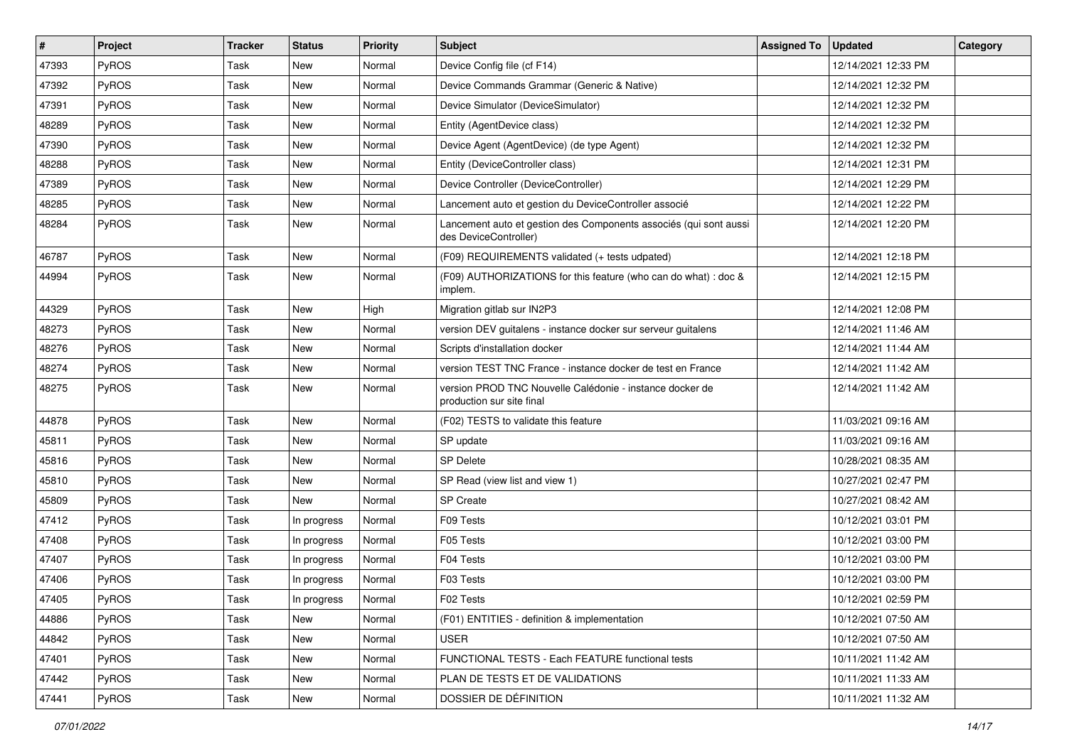| # | Project | Tracker | Status | Priority | Subject | Assigned To | Updated | Category |
| --- | --- | --- | --- | --- | --- | --- | --- | --- |
| 47393 | PyROS | Task | New | Normal | Device Config file (cf F14) | | 12/14/2021 12:33 PM | |
| 47392 | PyROS | Task | New | Normal | Device Commands Grammar (Generic & Native) | | 12/14/2021 12:32 PM | |
| 47391 | PyROS | Task | New | Normal | Device Simulator (DeviceSimulator) | | 12/14/2021 12:32 PM | |
| 48289 | PyROS | Task | New | Normal | Entity (AgentDevice class) | | 12/14/2021 12:32 PM | |
| 47390 | PyROS | Task | New | Normal | Device Agent (AgentDevice) (de type Agent) | | 12/14/2021 12:32 PM | |
| 48288 | PyROS | Task | New | Normal | Entity (DeviceController class) | | 12/14/2021 12:31 PM | |
| 47389 | PyROS | Task | New | Normal | Device Controller (DeviceController) | | 12/14/2021 12:29 PM | |
| 48285 | PyROS | Task | New | Normal | Lancement auto et gestion du DeviceController associé | | 12/14/2021 12:22 PM | |
| 48284 | PyROS | Task | New | Normal | Lancement auto et gestion des Components associés (qui sont aussi des DeviceController) | | 12/14/2021 12:20 PM | |
| 46787 | PyROS | Task | New | Normal | (F09) REQUIREMENTS validated (+ tests udpated) | | 12/14/2021 12:18 PM | |
| 44994 | PyROS | Task | New | Normal | (F09) AUTHORIZATIONS for this feature (who can do what) : doc & implem. | | 12/14/2021 12:15 PM | |
| 44329 | PyROS | Task | New | High | Migration gitlab sur IN2P3 | | 12/14/2021 12:08 PM | |
| 48273 | PyROS | Task | New | Normal | version DEV guitalens - instance docker sur serveur guitalens | | 12/14/2021 11:46 AM | |
| 48276 | PyROS | Task | New | Normal | Scripts d'installation docker | | 12/14/2021 11:44 AM | |
| 48274 | PyROS | Task | New | Normal | version TEST TNC France - instance docker de test en France | | 12/14/2021 11:42 AM | |
| 48275 | PyROS | Task | New | Normal | version PROD TNC Nouvelle Calédonie - instance docker de production sur site final | | 12/14/2021 11:42 AM | |
| 44878 | PyROS | Task | New | Normal | (F02) TESTS to validate this feature | | 11/03/2021 09:16 AM | |
| 45811 | PyROS | Task | New | Normal | SP update | | 11/03/2021 09:16 AM | |
| 45816 | PyROS | Task | New | Normal | SP Delete | | 10/28/2021 08:35 AM | |
| 45810 | PyROS | Task | New | Normal | SP Read (view list and view 1) | | 10/27/2021 02:47 PM | |
| 45809 | PyROS | Task | New | Normal | SP Create | | 10/27/2021 08:42 AM | |
| 47412 | PyROS | Task | In progress | Normal | F09 Tests | | 10/12/2021 03:01 PM | |
| 47408 | PyROS | Task | In progress | Normal | F05 Tests | | 10/12/2021 03:00 PM | |
| 47407 | PyROS | Task | In progress | Normal | F04 Tests | | 10/12/2021 03:00 PM | |
| 47406 | PyROS | Task | In progress | Normal | F03 Tests | | 10/12/2021 03:00 PM | |
| 47405 | PyROS | Task | In progress | Normal | F02 Tests | | 10/12/2021 02:59 PM | |
| 44886 | PyROS | Task | New | Normal | (F01) ENTITIES - definition & implementation | | 10/12/2021 07:50 AM | |
| 44842 | PyROS | Task | New | Normal | USER | | 10/12/2021 07:50 AM | |
| 47401 | PyROS | Task | New | Normal | FUNCTIONAL TESTS - Each FEATURE functional tests | | 10/11/2021 11:42 AM | |
| 47442 | PyROS | Task | New | Normal | PLAN DE TESTS ET DE VALIDATIONS | | 10/11/2021 11:33 AM | |
| 47441 | PyROS | Task | New | Normal | DOSSIER DE DÉFINITION | | 10/11/2021 11:32 AM | |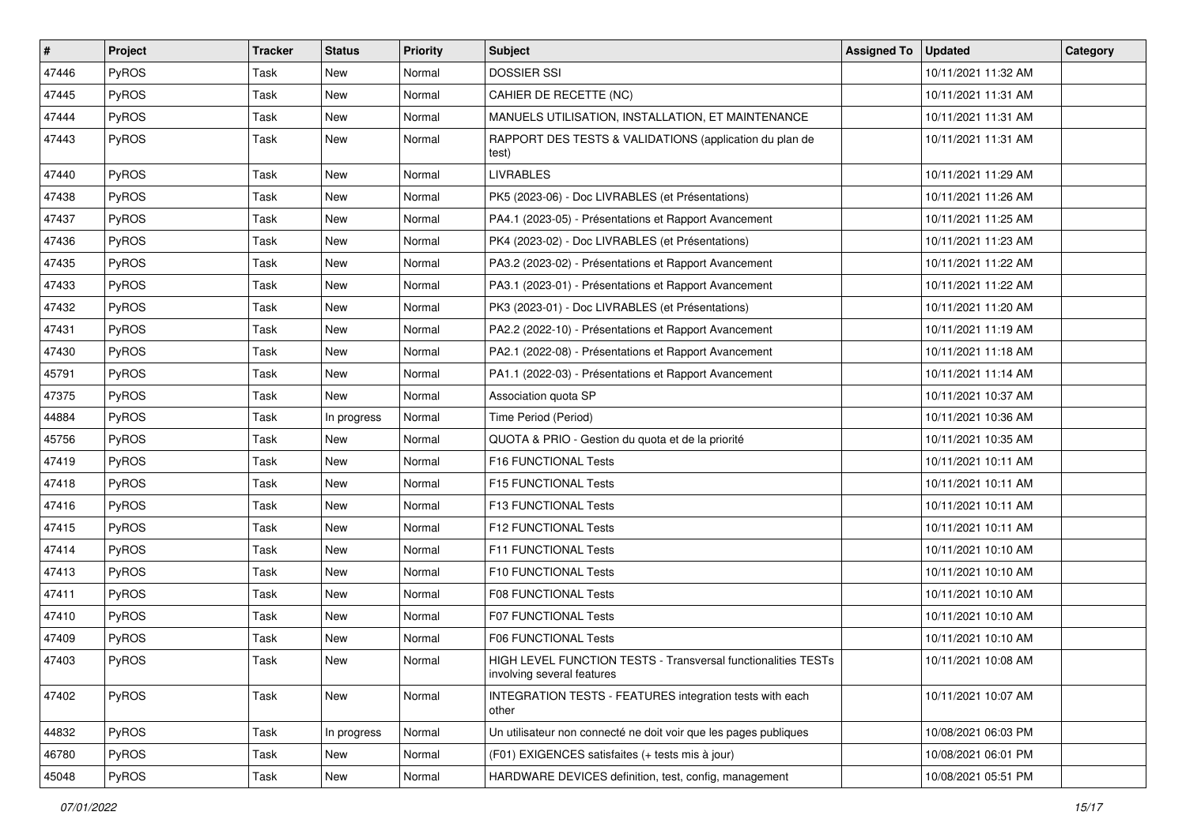| # | Project | Tracker | Status | Priority | Subject | Assigned To | Updated | Category |
|---|---|---|---|---|---|---|---|---|
| 47446 | PyROS | Task | New | Normal | DOSSIER SSI | | 10/11/2021 11:32 AM | |
| 47445 | PyROS | Task | New | Normal | CAHIER DE RECETTE (NC) | | 10/11/2021 11:31 AM | |
| 47444 | PyROS | Task | New | Normal | MANUELS UTILISATION, INSTALLATION, ET MAINTENANCE | | 10/11/2021 11:31 AM | |
| 47443 | PyROS | Task | New | Normal | RAPPORT DES TESTS & VALIDATIONS (application du plan de test) | | 10/11/2021 11:31 AM | |
| 47440 | PyROS | Task | New | Normal | LIVRABLES | | 10/11/2021 11:29 AM | |
| 47438 | PyROS | Task | New | Normal | PK5 (2023-06) - Doc LIVRABLES (et Présentations) | | 10/11/2021 11:26 AM | |
| 47437 | PyROS | Task | New | Normal | PA4.1 (2023-05) - Présentations et Rapport Avancement | | 10/11/2021 11:25 AM | |
| 47436 | PyROS | Task | New | Normal | PK4 (2023-02) - Doc LIVRABLES (et Présentations) | | 10/11/2021 11:23 AM | |
| 47435 | PyROS | Task | New | Normal | PA3.2 (2023-02) - Présentations et Rapport Avancement | | 10/11/2021 11:22 AM | |
| 47433 | PyROS | Task | New | Normal | PA3.1 (2023-01) - Présentations et Rapport Avancement | | 10/11/2021 11:22 AM | |
| 47432 | PyROS | Task | New | Normal | PK3 (2023-01) - Doc LIVRABLES (et Présentations) | | 10/11/2021 11:20 AM | |
| 47431 | PyROS | Task | New | Normal | PA2.2 (2022-10) - Présentations et Rapport Avancement | | 10/11/2021 11:19 AM | |
| 47430 | PyROS | Task | New | Normal | PA2.1 (2022-08) - Présentations et Rapport Avancement | | 10/11/2021 11:18 AM | |
| 45791 | PyROS | Task | New | Normal | PA1.1 (2022-03) - Présentations et Rapport Avancement | | 10/11/2021 11:14 AM | |
| 47375 | PyROS | Task | New | Normal | Association quota SP | | 10/11/2021 10:37 AM | |
| 44884 | PyROS | Task | In progress | Normal | Time Period (Period) | | 10/11/2021 10:36 AM | |
| 45756 | PyROS | Task | New | Normal | QUOTA & PRIO - Gestion du quota et de la priorité | | 10/11/2021 10:35 AM | |
| 47419 | PyROS | Task | New | Normal | F16 FUNCTIONAL Tests | | 10/11/2021 10:11 AM | |
| 47418 | PyROS | Task | New | Normal | F15 FUNCTIONAL Tests | | 10/11/2021 10:11 AM | |
| 47416 | PyROS | Task | New | Normal | F13 FUNCTIONAL Tests | | 10/11/2021 10:11 AM | |
| 47415 | PyROS | Task | New | Normal | F12 FUNCTIONAL Tests | | 10/11/2021 10:11 AM | |
| 47414 | PyROS | Task | New | Normal | F11 FUNCTIONAL Tests | | 10/11/2021 10:10 AM | |
| 47413 | PyROS | Task | New | Normal | F10 FUNCTIONAL Tests | | 10/11/2021 10:10 AM | |
| 47411 | PyROS | Task | New | Normal | F08 FUNCTIONAL Tests | | 10/11/2021 10:10 AM | |
| 47410 | PyROS | Task | New | Normal | F07 FUNCTIONAL Tests | | 10/11/2021 10:10 AM | |
| 47409 | PyROS | Task | New | Normal | F06 FUNCTIONAL Tests | | 10/11/2021 10:10 AM | |
| 47403 | PyROS | Task | New | Normal | HIGH LEVEL FUNCTION TESTS - Transversal functionalities TESTs involving several features | | 10/11/2021 10:08 AM | |
| 47402 | PyROS | Task | New | Normal | INTEGRATION TESTS - FEATURES integration tests with each other | | 10/11/2021 10:07 AM | |
| 44832 | PyROS | Task | In progress | Normal | Un utilisateur non connecté ne doit voir que les pages publiques | | 10/08/2021 06:03 PM | |
| 46780 | PyROS | Task | New | Normal | (F01) EXIGENCES satisfaites (+ tests mis à jour) | | 10/08/2021 06:01 PM | |
| 45048 | PyROS | Task | New | Normal | HARDWARE DEVICES definition, test, config, management | | 10/08/2021 05:51 PM | |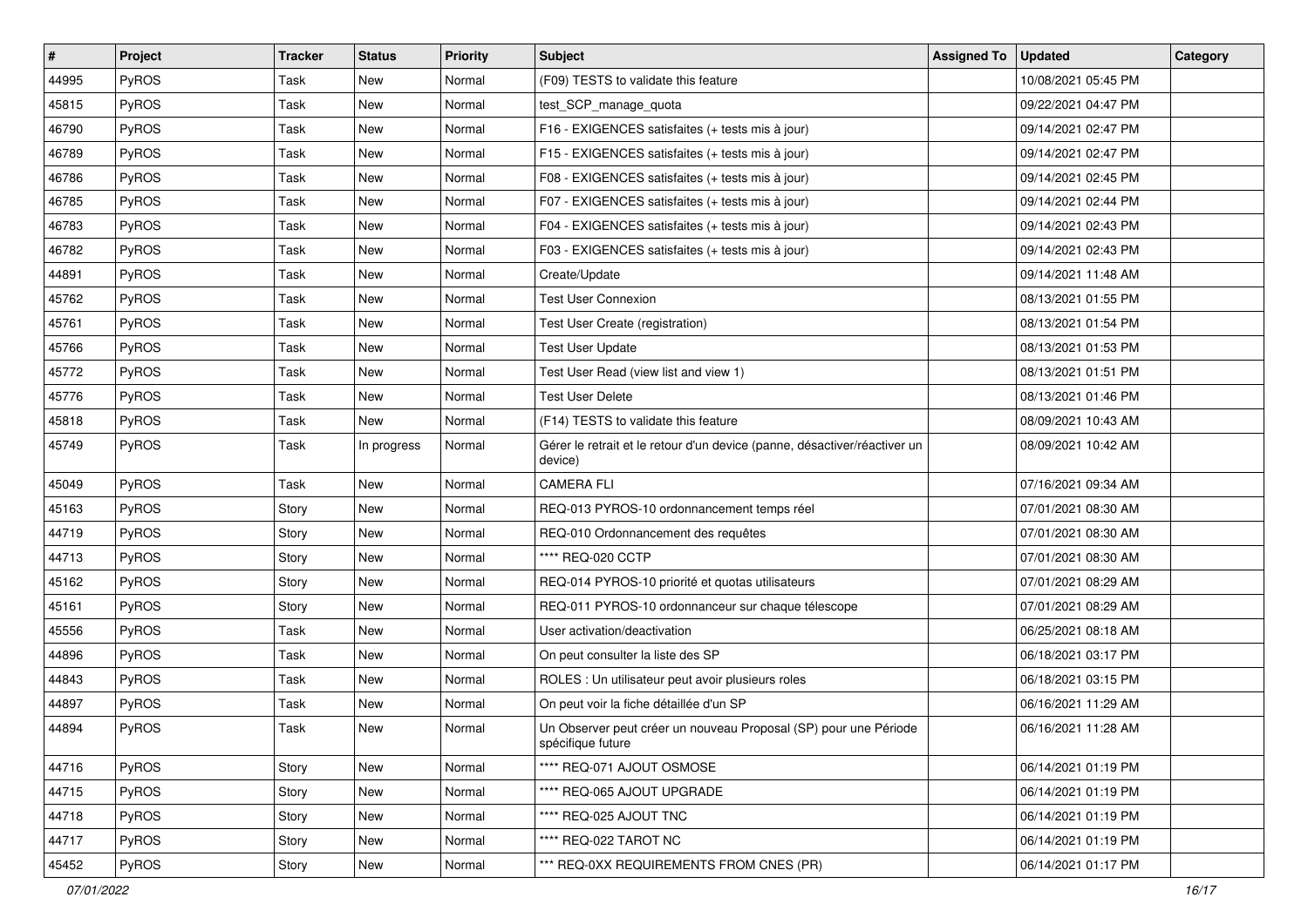| # | Project | Tracker | Status | Priority | Subject | Assigned To | Updated | Category |
|---|---|---|---|---|---|---|---|---|
| 44995 | PyROS | Task | New | Normal | (F09) TESTS to validate this feature | | 10/08/2021 05:45 PM | |
| 45815 | PyROS | Task | New | Normal | test_SCP_manage_quota | | 09/22/2021 04:47 PM | |
| 46790 | PyROS | Task | New | Normal | F16 - EXIGENCES satisfaites (+ tests mis à jour) | | 09/14/2021 02:47 PM | |
| 46789 | PyROS | Task | New | Normal | F15 - EXIGENCES satisfaites (+ tests mis à jour) | | 09/14/2021 02:47 PM | |
| 46786 | PyROS | Task | New | Normal | F08 - EXIGENCES satisfaites (+ tests mis à jour) | | 09/14/2021 02:45 PM | |
| 46785 | PyROS | Task | New | Normal | F07 - EXIGENCES satisfaites (+ tests mis à jour) | | 09/14/2021 02:44 PM | |
| 46783 | PyROS | Task | New | Normal | F04 - EXIGENCES satisfaites (+ tests mis à jour) | | 09/14/2021 02:43 PM | |
| 46782 | PyROS | Task | New | Normal | F03 - EXIGENCES satisfaites (+ tests mis à jour) | | 09/14/2021 02:43 PM | |
| 44891 | PyROS | Task | New | Normal | Create/Update | | 09/14/2021 11:48 AM | |
| 45762 | PyROS | Task | New | Normal | Test User Connexion | | 08/13/2021 01:55 PM | |
| 45761 | PyROS | Task | New | Normal | Test User Create (registration) | | 08/13/2021 01:54 PM | |
| 45766 | PyROS | Task | New | Normal | Test User Update | | 08/13/2021 01:53 PM | |
| 45772 | PyROS | Task | New | Normal | Test User Read (view list and view 1) | | 08/13/2021 01:51 PM | |
| 45776 | PyROS | Task | New | Normal | Test User Delete | | 08/13/2021 01:46 PM | |
| 45818 | PyROS | Task | New | Normal | (F14) TESTS to validate this feature | | 08/09/2021 10:43 AM | |
| 45749 | PyROS | Task | In progress | Normal | Gérer le retrait et le retour d'un device (panne, désactiver/réactiver un device) | | 08/09/2021 10:42 AM | |
| 45049 | PyROS | Task | New | Normal | CAMERA FLI | | 07/16/2021 09:34 AM | |
| 45163 | PyROS | Story | New | Normal | REQ-013 PYROS-10 ordonnancement temps réel | | 07/01/2021 08:30 AM | |
| 44719 | PyROS | Story | New | Normal | REQ-010 Ordonnancement des requêtes | | 07/01/2021 08:30 AM | |
| 44713 | PyROS | Story | New | Normal | **** REQ-020 CCTP | | 07/01/2021 08:30 AM | |
| 45162 | PyROS | Story | New | Normal | REQ-014 PYROS-10 priorité et quotas utilisateurs | | 07/01/2021 08:29 AM | |
| 45161 | PyROS | Story | New | Normal | REQ-011 PYROS-10 ordonnanceur sur chaque télescope | | 07/01/2021 08:29 AM | |
| 45556 | PyROS | Task | New | Normal | User activation/deactivation | | 06/25/2021 08:18 AM | |
| 44896 | PyROS | Task | New | Normal | On peut consulter la liste des SP | | 06/18/2021 03:17 PM | |
| 44843 | PyROS | Task | New | Normal | ROLES : Un utilisateur peut avoir plusieurs roles | | 06/18/2021 03:15 PM | |
| 44897 | PyROS | Task | New | Normal | On peut voir la fiche détaillée d'un SP | | 06/16/2021 11:29 AM | |
| 44894 | PyROS | Task | New | Normal | Un Observer peut créer un nouveau Proposal (SP) pour une Période spécifique future | | 06/16/2021 11:28 AM | |
| 44716 | PyROS | Story | New | Normal | **** REQ-071 AJOUT OSMOSE | | 06/14/2021 01:19 PM | |
| 44715 | PyROS | Story | New | Normal | **** REQ-065 AJOUT UPGRADE | | 06/14/2021 01:19 PM | |
| 44718 | PyROS | Story | New | Normal | **** REQ-025 AJOUT TNC | | 06/14/2021 01:19 PM | |
| 44717 | PyROS | Story | New | Normal | **** REQ-022 TAROT NC | | 06/14/2021 01:19 PM | |
| 45452 | PyROS | Story | New | Normal | *** REQ-0XX REQUIREMENTS FROM CNES (PR) | | 06/14/2021 01:17 PM | |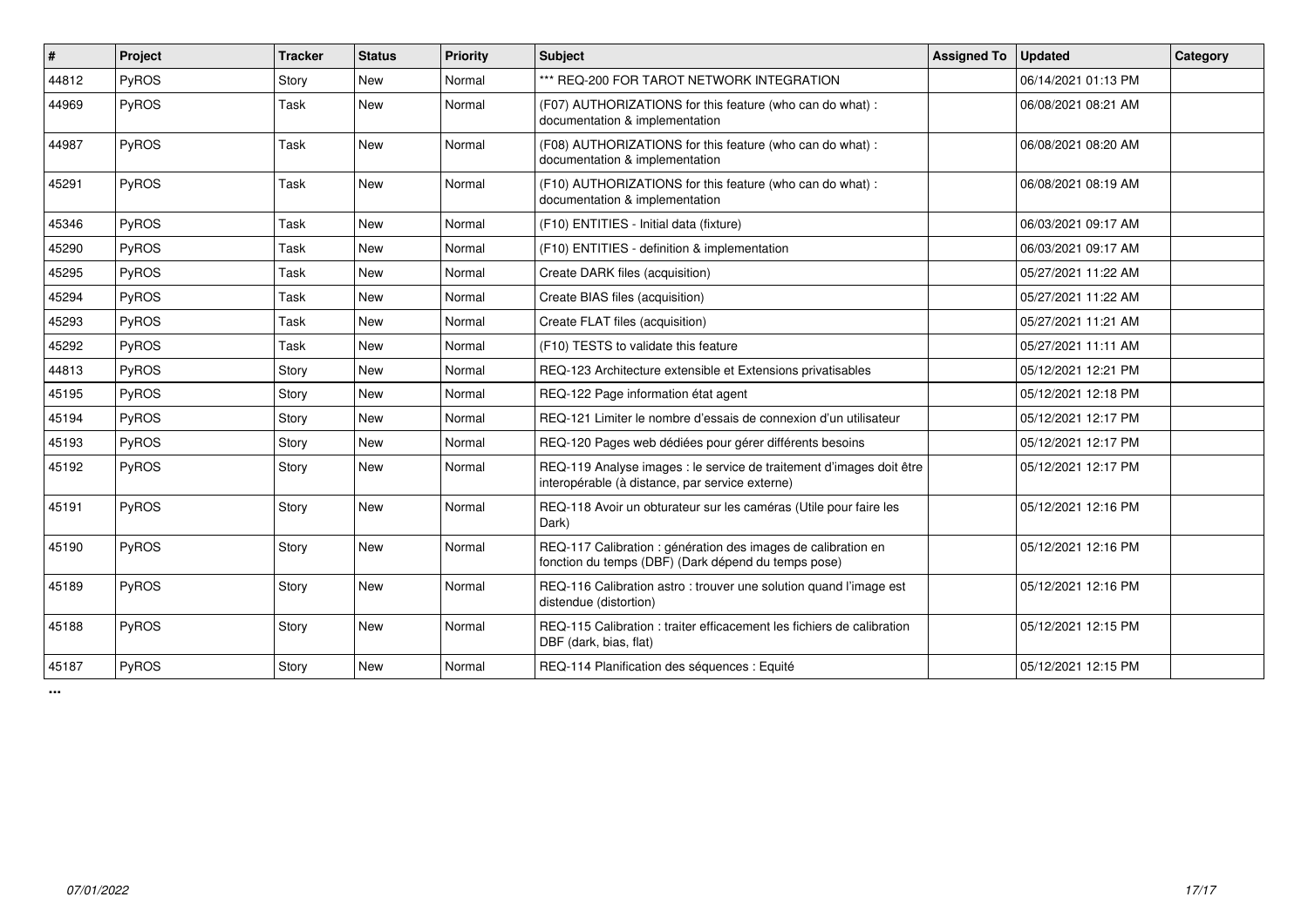| # | Project | Tracker | Status | Priority | Subject | Assigned To | Updated | Category |
|---|---|---|---|---|---|---|---|---|
| 44812 | PyROS | Story | New | Normal | *** REQ-200 FOR TAROT NETWORK INTEGRATION | | 06/14/2021 01:13 PM | |
| 44969 | PyROS | Task | New | Normal | (F07) AUTHORIZATIONS for this feature (who can do what) : documentation & implementation | | 06/08/2021 08:21 AM | |
| 44987 | PyROS | Task | New | Normal | (F08) AUTHORIZATIONS for this feature (who can do what) : documentation & implementation | | 06/08/2021 08:20 AM | |
| 45291 | PyROS | Task | New | Normal | (F10) AUTHORIZATIONS for this feature (who can do what) : documentation & implementation | | 06/08/2021 08:19 AM | |
| 45346 | PyROS | Task | New | Normal | (F10) ENTITIES - Initial data (fixture) | | 06/03/2021 09:17 AM | |
| 45290 | PyROS | Task | New | Normal | (F10) ENTITIES - definition & implementation | | 06/03/2021 09:17 AM | |
| 45295 | PyROS | Task | New | Normal | Create DARK files (acquisition) | | 05/27/2021 11:22 AM | |
| 45294 | PyROS | Task | New | Normal | Create BIAS files (acquisition) | | 05/27/2021 11:22 AM | |
| 45293 | PyROS | Task | New | Normal | Create FLAT files (acquisition) | | 05/27/2021 11:21 AM | |
| 45292 | PyROS | Task | New | Normal | (F10) TESTS to validate this feature | | 05/27/2021 11:11 AM | |
| 44813 | PyROS | Story | New | Normal | REQ-123 Architecture extensible et Extensions privatisables | | 05/12/2021 12:21 PM | |
| 45195 | PyROS | Story | New | Normal | REQ-122 Page information état agent | | 05/12/2021 12:18 PM | |
| 45194 | PyROS | Story | New | Normal | REQ-121 Limiter le nombre d'essais de connexion d'un utilisateur | | 05/12/2021 12:17 PM | |
| 45193 | PyROS | Story | New | Normal | REQ-120 Pages web dédiées pour gérer différents besoins | | 05/12/2021 12:17 PM | |
| 45192 | PyROS | Story | New | Normal | REQ-119 Analyse images : le service de traitement d'images doit être interopérable (à distance, par service externe) | | 05/12/2021 12:17 PM | |
| 45191 | PyROS | Story | New | Normal | REQ-118 Avoir un obturateur sur les caméras (Utile pour faire les Dark) | | 05/12/2021 12:16 PM | |
| 45190 | PyROS | Story | New | Normal | REQ-117 Calibration : génération des images de calibration en fonction du temps (DBF) (Dark dépend du temps pose) | | 05/12/2021 12:16 PM | |
| 45189 | PyROS | Story | New | Normal | REQ-116 Calibration astro : trouver une solution quand l'image est distendue (distortion) | | 05/12/2021 12:16 PM | |
| 45188 | PyROS | Story | New | Normal | REQ-115 Calibration : traiter efficacement les fichiers de calibration DBF (dark, bias, flat) | | 05/12/2021 12:15 PM | |
| 45187 | PyROS | Story | New | Normal | REQ-114 Planification des séquences : Equité | | 05/12/2021 12:15 PM | |

...